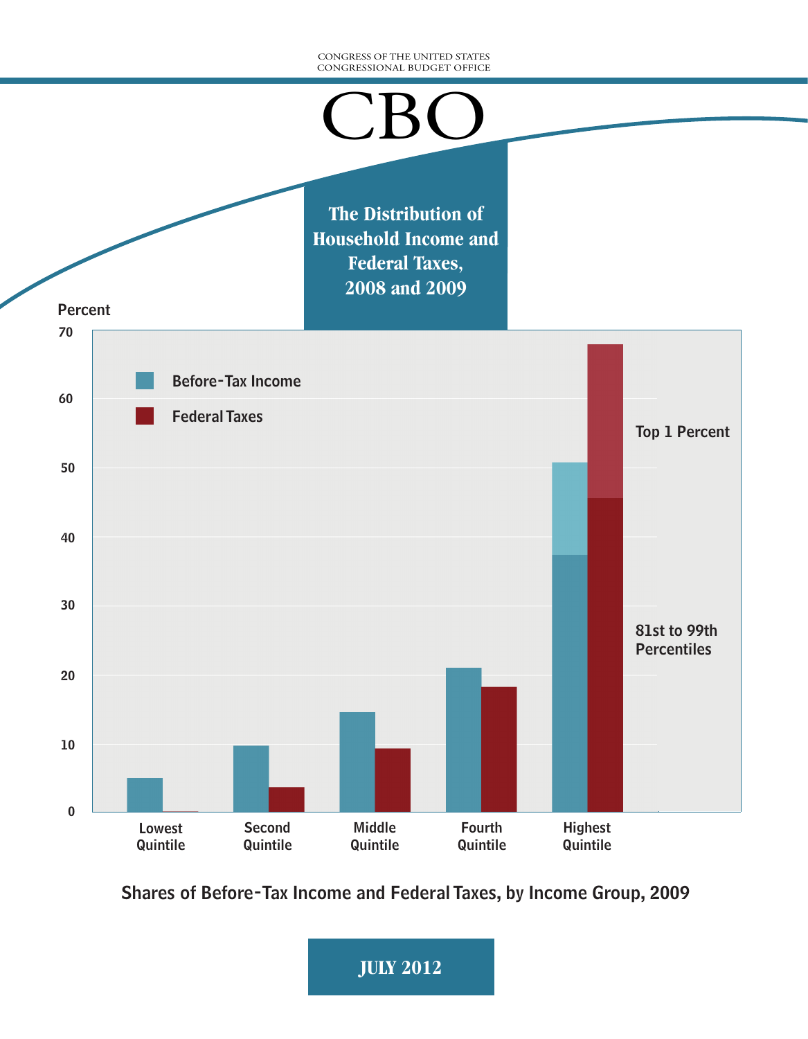CONGRESS OF THE UNITED STATES
CONGRESSIONAL BUDGET OFFICE

# CBO

## The Distribution of Household Income and Federal Taxes, 2008 and 2009

Percent

Before-Tax Income

Federal Taxes

Top 1 Percent

81st to 99th Percentiles

Lowest Quintile | Second Quintile | Middle Quintile | Fourth Quintile | Highest Quintile

**Shares of Before-Tax Income and Federal Taxes, by Income Group, 2009**

**JULY 2012**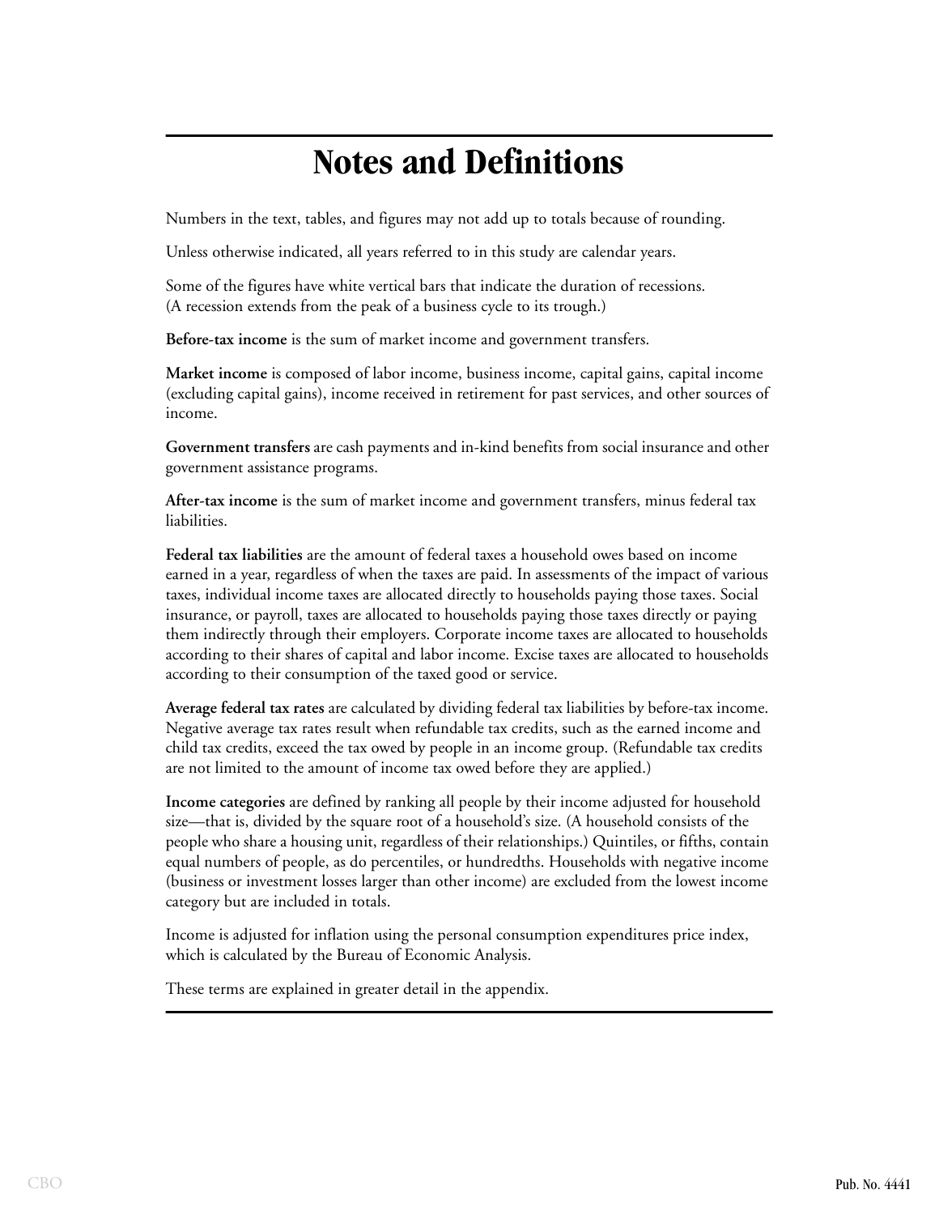# Notes and Definitions

Numbers in the text, tables, and figures may not add up to totals because of rounding.

Unless otherwise indicated, all years referred to in this study are calendar years.

Some of the figures have white vertical bars that indicate the duration of recessions. (A recession extends from the peak of a business cycle to its trough.)

**Before-tax income** is the sum of market income and government transfers.

**Market income** is composed of labor income, business income, capital gains, capital income (excluding capital gains), income received in retirement for past services, and other sources of income.

**Government transfers** are cash payments and in-kind benefits from social insurance and other government assistance programs.

**After-tax income** is the sum of market income and government transfers, minus federal tax liabilities.

**Federal tax liabilities** are the amount of federal taxes a household owes based on income earned in a year, regardless of when the taxes are paid. In assessments of the impact of various taxes, individual income taxes are allocated directly to households paying those taxes. Social insurance, or payroll, taxes are allocated to households paying those taxes directly or paying them indirectly through their employers. Corporate income taxes are allocated to households according to their shares of capital and labor income. Excise taxes are allocated to households according to their consumption of the taxed good or service.

**Average federal tax rates** are calculated by dividing federal tax liabilities by before-tax income. Negative average tax rates result when refundable tax credits, such as the earned income and child tax credits, exceed the tax owed by people in an income group. (Refundable tax credits are not limited to the amount of income tax owed before they are applied.)

**Income categories** are defined by ranking all people by their income adjusted for household size—that is, divided by the square root of a household's size. (A household consists of the people who share a housing unit, regardless of their relationships.) Quintiles, or fifths, contain equal numbers of people, as do percentiles, or hundredths. Households with negative income (business or investment losses larger than other income) are excluded from the lowest income category but are included in totals.

Income is adjusted for inflation using the personal consumption expenditures price index, which is calculated by the Bureau of Economic Analysis.

These terms are explained in greater detail in the appendix.

Pub. No. 4441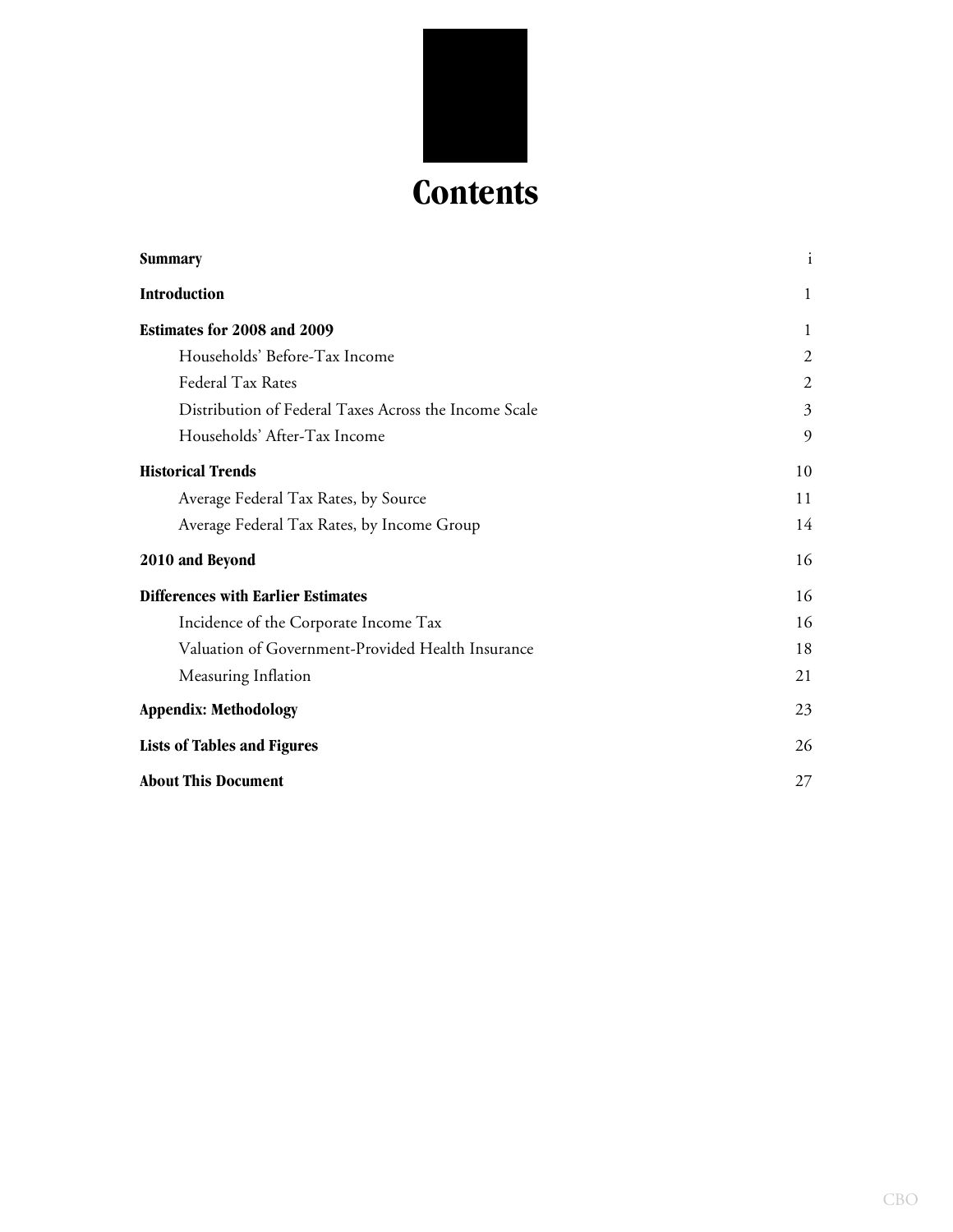# Contents

| | |
|---|---|
| **Summary** | i |
| **Introduction** | 1 |
| **Estimates for 2008 and 2009** | 1 |
| Households' Before-Tax Income | 2 |
| Federal Tax Rates | 2 |
| Distribution of Federal Taxes Across the Income Scale | 3 |
| Households' After-Tax Income | 9 |
| **Historical Trends** | 10 |
| Average Federal Tax Rates, by Source | 11 |
| Average Federal Tax Rates, by Income Group | 14 |
| **2010 and Beyond** | 16 |
| **Differences with Earlier Estimates** | 16 |
| Incidence of the Corporate Income Tax | 16 |
| Valuation of Government-Provided Health Insurance | 18 |
| Measuring Inflation | 21 |
| **Appendix: Methodology** | 23 |
| **Lists of Tables and Figures** | 26 |
| **About This Document** | 27 |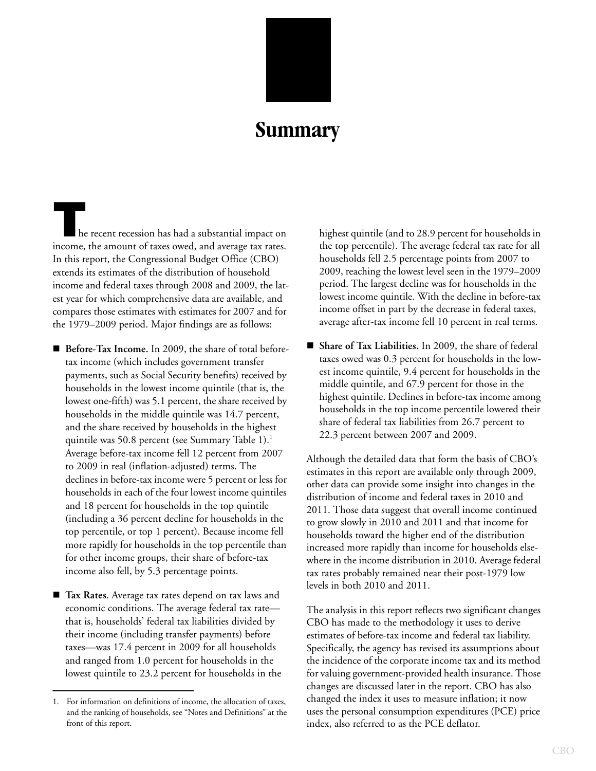# Summary

The recent recession has had a substantial impact on income, the amount of taxes owed, and average tax rates. In this report, the Congressional Budget Office (CBO) extends its estimates of the distribution of household income and federal taxes through 2008 and 2009, the latest year for which comprehensive data are available, and compares those estimates with estimates for 2007 and for the 1979–2009 period. Major findings are as follows:

- **Before-Tax Income.** In 2009, the share of total before-tax income (which includes government transfer payments, such as Social Security benefits) received by households in the lowest income quintile (that is, the lowest one-fifth) was 5.1 percent, the share received by households in the middle quintile was 14.7 percent, and the share received by households in the highest quintile was 50.8 percent (see Summary Table 1).[1] Average before-tax income fell 12 percent from 2007 to 2009 in real (inflation-adjusted) terms. The declines in before-tax income were 5 percent or less for households in each of the four lowest income quintiles and 18 percent for households in the top quintile (including a 36 percent decline for households in the top percentile, or top 1 percent). Because income fell more rapidly for households in the top percentile than for other income groups, their share of before-tax income also fell, by 5.3 percentage points.

- **Tax Rates**. Average tax rates depend on tax laws and economic conditions. The average federal tax rate—that is, households' federal tax liabilities divided by their income (including transfer payments) before taxes—was 17.4 percent in 2009 for all households and ranged from 1.0 percent for households in the lowest quintile to 23.2 percent for households in the highest quintile (and to 28.9 percent for households in the top percentile). The average federal tax rate for all households fell 2.5 percentage points from 2007 to 2009, reaching the lowest level seen in the 1979–2009 period. The largest decline was for households in the lowest income quintile. With the decline in before-tax income offset in part by the decrease in federal taxes, average after-tax income fell 10 percent in real terms.

- **Share of Tax Liabilities.** In 2009, the share of federal taxes owed was 0.3 percent for households in the lowest income quintile, 9.4 percent for households in the middle quintile, and 67.9 percent for those in the highest quintile. Declines in before-tax income among households in the top income percentile lowered their share of federal tax liabilities from 26.7 percent to 22.3 percent between 2007 and 2009.

Although the detailed data that form the basis of CBO's estimates in this report are available only through 2009, other data can provide some insight into changes in the distribution of income and federal taxes in 2010 and 2011. Those data suggest that overall income continued to grow slowly in 2010 and 2011 and that income for households toward the higher end of the distribution increased more rapidly than income for households elsewhere in the income distribution in 2010. Average federal tax rates probably remained near their post-1979 low levels in both 2010 and 2011.

The analysis in this report reflects two significant changes CBO has made to the methodology it uses to derive estimates of before-tax income and federal tax liability. Specifically, the agency has revised its assumptions about the incidence of the corporate income tax and its method for valuing government-provided health insurance. Those changes are discussed later in the report. CBO has also changed the index it uses to measure inflation; it now uses the personal consumption expenditures (PCE) price index, also referred to as the PCE deflator.

1. For information on definitions of income, the allocation of taxes, and the ranking of households, see "Notes and Definitions" at the front of this report.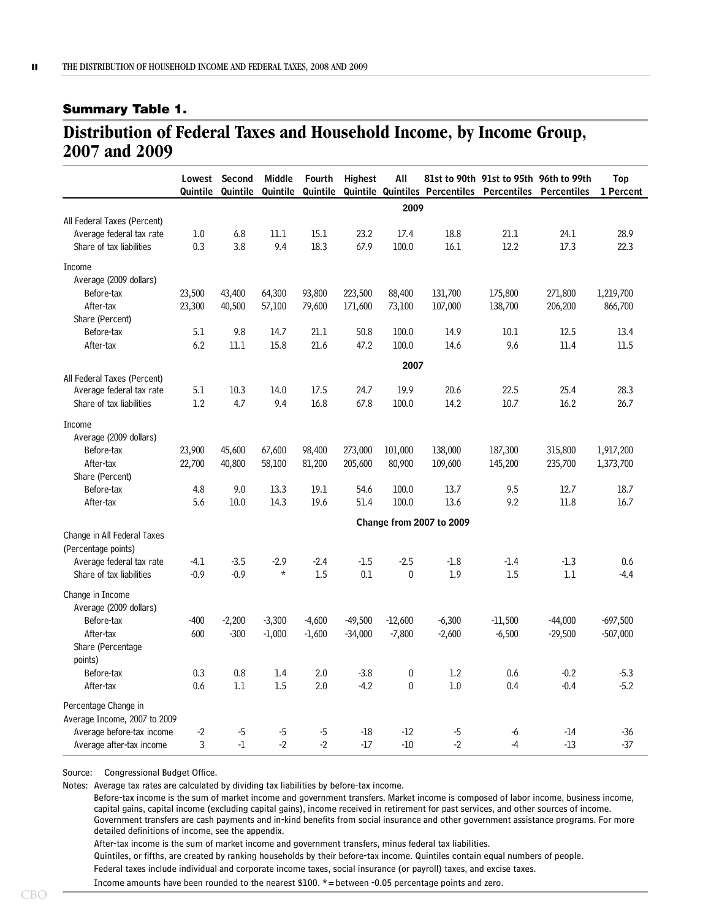## Summary Table 1.

# Distribution of Federal Taxes and Household Income, by Income Group, 2007 and 2009

| | Lowest Quintile | Second Quintile | Middle Quintile | Fourth Quintile | Highest Quintile | All Quintiles | 81st to 90th Percentiles | 91st to 95th Percentiles | 96th to 99th Percentiles | Top 1 Percent |
|---|---|---|---|---|---|---|---|---|---|---|
| | | | | | | **2009** | | | | |
| All Federal Taxes (Percent) | | | | | | | | | | |
| Average federal tax rate | 1.0 | 6.8 | 11.1 | 15.1 | 23.2 | 17.4 | 18.8 | 21.1 | 24.1 | 28.9 |
| Share of tax liabilities | 0.3 | 3.8 | 9.4 | 18.3 | 67.9 | 100.0 | 16.1 | 12.2 | 17.3 | 22.3 |
| Income | | | | | | | | | | |
| Average (2009 dollars) | | | | | | | | | | |
| Before-tax | 23,500 | 43,400 | 64,300 | 93,800 | 223,500 | 88,400 | 131,700 | 175,800 | 271,800 | 1,219,700 |
| After-tax | 23,300 | 40,500 | 57,100 | 79,600 | 171,600 | 73,100 | 107,000 | 138,700 | 206,200 | 866,700 |
| Share (Percent) | | | | | | | | | | |
| Before-tax | 5.1 | 9.8 | 14.7 | 21.1 | 50.8 | 100.0 | 14.9 | 10.1 | 12.5 | 13.4 |
| After-tax | 6.2 | 11.1 | 15.8 | 21.6 | 47.2 | 100.0 | 14.6 | 9.6 | 11.4 | 11.5 |
| | | | | | | **2007** | | | | |
| All Federal Taxes (Percent) | | | | | | | | | | |
| Average federal tax rate | 5.1 | 10.3 | 14.0 | 17.5 | 24.7 | 19.9 | 20.6 | 22.5 | 25.4 | 28.3 |
| Share of tax liabilities | 1.2 | 4.7 | 9.4 | 16.8 | 67.8 | 100.0 | 14.2 | 10.7 | 16.2 | 26.7 |
| Income | | | | | | | | | | |
| Average (2009 dollars) | | | | | | | | | | |
| Before-tax | 23,900 | 45,600 | 67,600 | 98,400 | 273,000 | 101,000 | 138,000 | 187,300 | 315,800 | 1,917,200 |
| After-tax | 22,700 | 40,800 | 58,100 | 81,200 | 205,600 | 80,900 | 109,600 | 145,200 | 235,700 | 1,373,700 |
| Share (Percent) | | | | | | | | | | |
| Before-tax | 4.8 | 9.0 | 13.3 | 19.1 | 54.6 | 100.0 | 13.7 | 9.5 | 12.7 | 18.7 |
| After-tax | 5.6 | 10.0 | 14.3 | 19.6 | 51.4 | 100.0 | 13.6 | 9.2 | 11.8 | 16.7 |
| | | | | | | **Change from 2007 to 2009** | | | | |
| Change in All Federal Taxes (Percentage points) | | | | | | | | | | |
| Average federal tax rate | -4.1 | -3.5 | -2.9 | -2.4 | -1.5 | -2.5 | -1.8 | -1.4 | -1.3 | 0.6 |
| Share of tax liabilities | -0.9 | -0.9 | * | 1.5 | 0.1 | 0 | 1.9 | 1.5 | 1.1 | -4.4 |
| Change in Income | | | | | | | | | | |
| Average (2009 dollars) | | | | | | | | | | |
| Before-tax | -400 | -2,200 | -3,300 | -4,600 | -49,500 | -12,600 | -6,300 | -11,500 | -44,000 | -697,500 |
| After-tax | 600 | -300 | -1,000 | -1,600 | -34,000 | -7,800 | -2,600 | -6,500 | -29,500 | -507,000 |
| Share (Percentage points) | | | | | | | | | | |
| Before-tax | 0.3 | 0.8 | 1.4 | 2.0 | -3.8 | 0 | 1.2 | 0.6 | -0.2 | -5.3 |
| After-tax | 0.6 | 1.1 | 1.5 | 2.0 | -4.2 | 0 | 1.0 | 0.4 | -0.4 | -5.2 |
| Percentage Change in Average Income, 2007 to 2009 | | | | | | | | | | |
| Average before-tax income | -2 | -5 | -5 | -5 | -18 | -12 | -5 | -6 | -14 | -36 |
| Average after-tax income | 3 | -1 | -2 | -2 | -17 | -10 | -2 | -4 | -13 | -37 |

Source: Congressional Budget Office.

Notes: Average tax rates are calculated by dividing tax liabilities by before-tax income.

Before-tax income is the sum of market income and government transfers. Market income is composed of labor income, business income, capital gains, capital income (excluding capital gains), income received in retirement for past services, and other sources of income. Government transfers are cash payments and in-kind benefits from social insurance and other government assistance programs. For more detailed definitions of income, see the appendix.

After-tax income is the sum of market income and government transfers, minus federal tax liabilities.

Quintiles, or fifths, are created by ranking households by their before-tax income. Quintiles contain equal numbers of people.

Federal taxes include individual and corporate income taxes, social insurance (or payroll) taxes, and excise taxes.

Income amounts have been rounded to the nearest $100. * = between -0.05 percentage points and zero.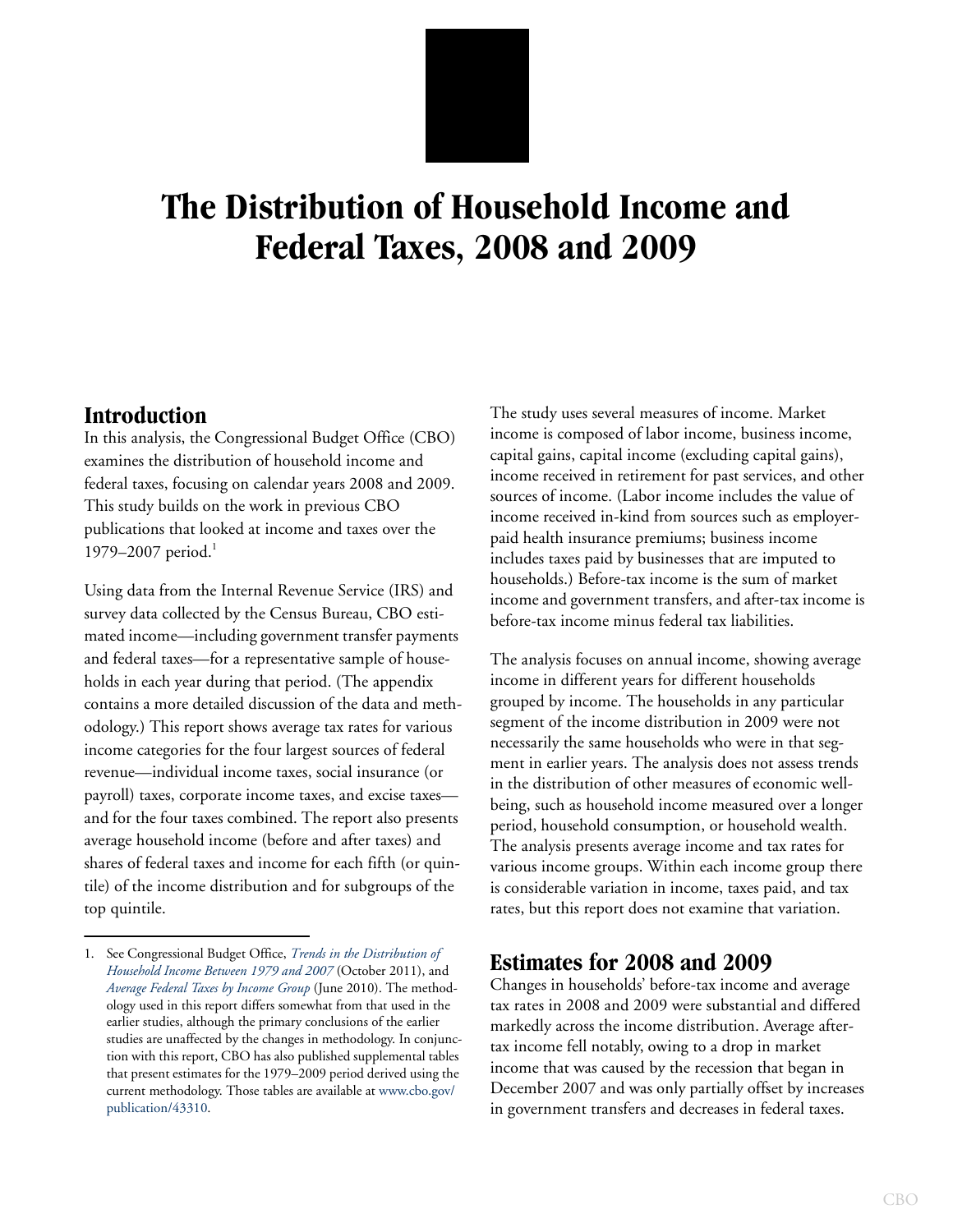# The Distribution of Household Income and Federal Taxes, 2008 and 2009

## Introduction

In this analysis, the Congressional Budget Office (CBO) examines the distribution of household income and federal taxes, focusing on calendar years 2008 and 2009. This study builds on the work in previous CBO publications that looked at income and taxes over the 1979–2007 period.[1]

Using data from the Internal Revenue Service (IRS) and survey data collected by the Census Bureau, CBO estimated income—including government transfer payments and federal taxes—for a representative sample of households in each year during that period. (The appendix contains a more detailed discussion of the data and methodology.) This report shows average tax rates for various income categories for the four largest sources of federal revenue—individual income taxes, social insurance (or payroll) taxes, corporate income taxes, and excise taxes—and for the four taxes combined. The report also presents average household income (before and after taxes) and shares of federal taxes and income for each fifth (or quintile) of the income distribution and for subgroups of the top quintile.

The study uses several measures of income. Market income is composed of labor income, business income, capital gains, capital income (excluding capital gains), income received in retirement for past services, and other sources of income. (Labor income includes the value of income received in-kind from sources such as employer-paid health insurance premiums; business income includes taxes paid by businesses that are imputed to households.) Before-tax income is the sum of market income and government transfers, and after-tax income is before-tax income minus federal tax liabilities.

The analysis focuses on annual income, showing average income in different years for different households grouped by income. The households in any particular segment of the income distribution in 2009 were not necessarily the same households who were in that segment in earlier years. The analysis does not assess trends in the distribution of other measures of economic well-being, such as household income measured over a longer period, household consumption, or household wealth. The analysis presents average income and tax rates for various income groups. Within each income group there is considerable variation in income, taxes paid, and tax rates, but this report does not examine that variation.

## Estimates for 2008 and 2009

Changes in households' before-tax income and average tax rates in 2008 and 2009 were substantial and differed markedly across the income distribution. Average after-tax income fell notably, owing to a drop in market income that was caused by the recession that began in December 2007 and was only partially offset by increases in government transfers and decreases in federal taxes.

---

1. See Congressional Budget Office, *Trends in the Distribution of Household Income Between 1979 and 2007* (October 2011), and *Average Federal Taxes by Income Group* (June 2010). The methodology used in this report differs somewhat from that used in the earlier studies, although the primary conclusions of the earlier studies are unaffected by the changes in methodology. In conjunction with this report, CBO has also published supplemental tables that present estimates for the 1979–2009 period derived using the current methodology. Those tables are available at www.cbo.gov/publication/43310.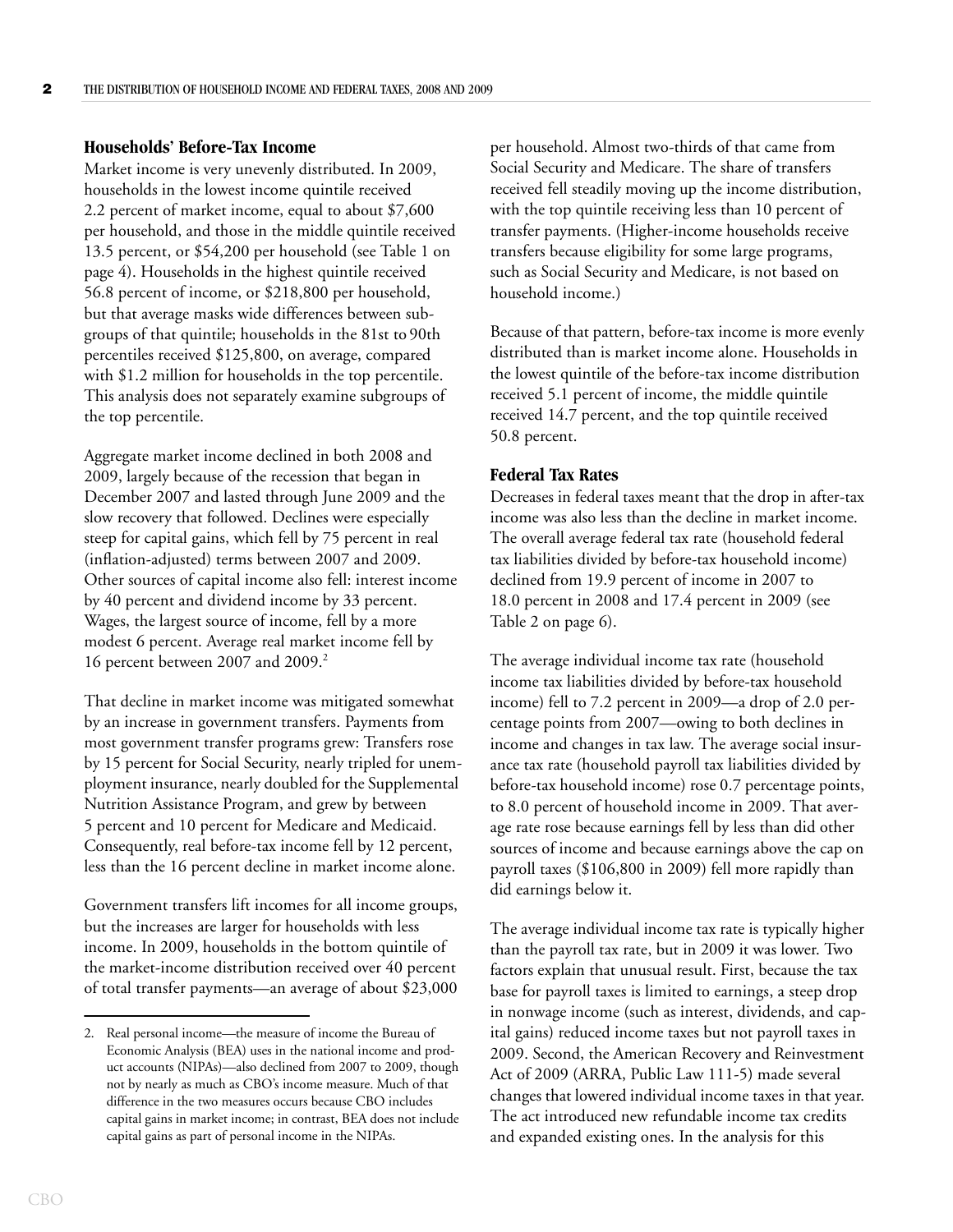## Households' Before-Tax Income

Market income is very unevenly distributed. In 2009, households in the lowest income quintile received 2.2 percent of market income, equal to about $7,600 per household, and those in the middle quintile received 13.5 percent, or $54,200 per household (see Table 1 on page 4). Households in the highest quintile received 56.8 percent of income, or $218,800 per household, but that average masks wide differences between subgroups of that quintile; households in the 81st to 90th percentiles received $125,800, on average, compared with $1.2 million for households in the top percentile. This analysis does not separately examine subgroups of the top percentile.

Aggregate market income declined in both 2008 and 2009, largely because of the recession that began in December 2007 and lasted through June 2009 and the slow recovery that followed. Declines were especially steep for capital gains, which fell by 75 percent in real (inflation-adjusted) terms between 2007 and 2009. Other sources of capital income also fell: interest income by 40 percent and dividend income by 33 percent. Wages, the largest source of income, fell by a more modest 6 percent. Average real market income fell by 16 percent between 2007 and 2009.[2]

That decline in market income was mitigated somewhat by an increase in government transfers. Payments from most government transfer programs grew: Transfers rose by 15 percent for Social Security, nearly tripled for unemployment insurance, nearly doubled for the Supplemental Nutrition Assistance Program, and grew by between 5 percent and 10 percent for Medicare and Medicaid. Consequently, real before-tax income fell by 12 percent, less than the 16 percent decline in market income alone.

Government transfers lift incomes for all income groups, but the increases are larger for households with less income. In 2009, households in the bottom quintile of the market-income distribution received over 40 percent of total transfer payments—an average of about $23,000 per household. Almost two-thirds of that came from Social Security and Medicare. The share of transfers received fell steadily moving up the income distribution, with the top quintile receiving less than 10 percent of transfer payments. (Higher-income households receive transfers because eligibility for some large programs, such as Social Security and Medicare, is not based on household income.)

Because of that pattern, before-tax income is more evenly distributed than is market income alone. Households in the lowest quintile of the before-tax income distribution received 5.1 percent of income, the middle quintile received 14.7 percent, and the top quintile received 50.8 percent.

## Federal Tax Rates

Decreases in federal taxes meant that the drop in after-tax income was also less than the decline in market income. The overall average federal tax rate (household federal tax liabilities divided by before-tax household income) declined from 19.9 percent of income in 2007 to 18.0 percent in 2008 and 17.4 percent in 2009 (see Table 2 on page 6).

The average individual income tax rate (household income tax liabilities divided by before-tax household income) fell to 7.2 percent in 2009—a drop of 2.0 percentage points from 2007—owing to both declines in income and changes in tax law. The average social insurance tax rate (household payroll tax liabilities divided by before-tax household income) rose 0.7 percentage points, to 8.0 percent of household income in 2009. That average rate rose because earnings fell by less than did other sources of income and because earnings above the cap on payroll taxes ($106,800 in 2009) fell more rapidly than did earnings below it.

The average individual income tax rate is typically higher than the payroll tax rate, but in 2009 it was lower. Two factors explain that unusual result. First, because the tax base for payroll taxes is limited to earnings, a steep drop in nonwage income (such as interest, dividends, and capital gains) reduced income taxes but not payroll taxes in 2009. Second, the American Recovery and Reinvestment Act of 2009 (ARRA, Public Law 111-5) made several changes that lowered individual income taxes in that year. The act introduced new refundable income tax credits and expanded existing ones. In the analysis for this

---

2. Real personal income—the measure of income the Bureau of Economic Analysis (BEA) uses in the national income and product accounts (NIPAs)—also declined from 2007 to 2009, though not by nearly as much as CBO's income measure. Much of that difference in the two measures occurs because CBO includes capital gains in market income; in contrast, BEA does not include capital gains as part of personal income in the NIPAs.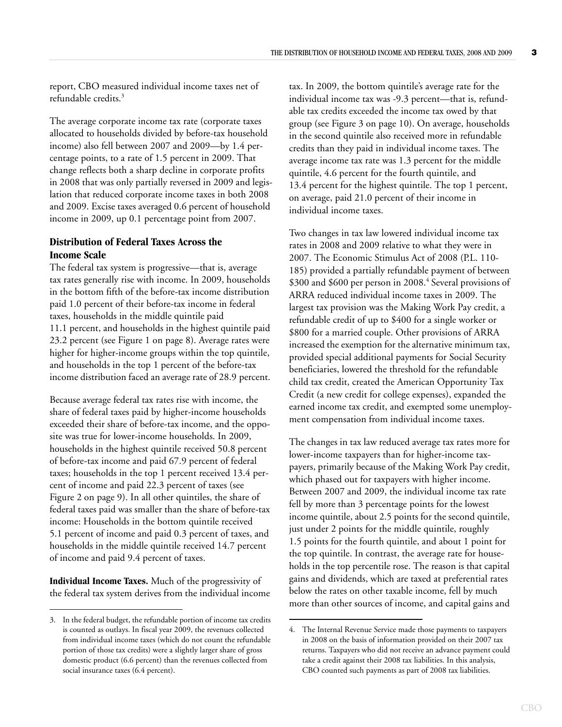report, CBO measured individual income taxes net of refundable credits.[3]

The average corporate income tax rate (corporate taxes allocated to households divided by before-tax household income) also fell between 2007 and 2009—by 1.4 percentage points, to a rate of 1.5 percent in 2009. That change reflects both a sharp decline in corporate profits in 2008 that was only partially reversed in 2009 and legislation that reduced corporate income taxes in both 2008 and 2009. Excise taxes averaged 0.6 percent of household income in 2009, up 0.1 percentage point from 2007.

## Distribution of Federal Taxes Across the Income Scale

The federal tax system is progressive—that is, average tax rates generally rise with income. In 2009, households in the bottom fifth of the before-tax income distribution paid 1.0 percent of their before-tax income in federal taxes, households in the middle quintile paid 11.1 percent, and households in the highest quintile paid 23.2 percent (see Figure 1 on page 8). Average rates were higher for higher-income groups within the top quintile, and households in the top 1 percent of the before-tax income distribution faced an average rate of 28.9 percent.

Because average federal tax rates rise with income, the share of federal taxes paid by higher-income households exceeded their share of before-tax income, and the opposite was true for lower-income households. In 2009, households in the highest quintile received 50.8 percent of before-tax income and paid 67.9 percent of federal taxes; households in the top 1 percent received 13.4 percent of income and paid 22.3 percent of taxes (see Figure 2 on page 9). In all other quintiles, the share of federal taxes paid was smaller than the share of before-tax income: Households in the bottom quintile received 5.1 percent of income and paid 0.3 percent of taxes, and households in the middle quintile received 14.7 percent of income and paid 9.4 percent of taxes.

**Individual Income Taxes.** Much of the progressivity of the federal tax system derives from the individual income tax. In 2009, the bottom quintile's average rate for the individual income tax was -9.3 percent—that is, refundable tax credits exceeded the income tax owed by that group (see Figure 3 on page 10). On average, households in the second quintile also received more in refundable credits than they paid in individual income taxes. The average income tax rate was 1.3 percent for the middle quintile, 4.6 percent for the fourth quintile, and 13.4 percent for the highest quintile. The top 1 percent, on average, paid 21.0 percent of their income in individual income taxes.

Two changes in tax law lowered individual income tax rates in 2008 and 2009 relative to what they were in 2007. The Economic Stimulus Act of 2008 (P.L. 110-185) provided a partially refundable payment of between $300 and $600 per person in 2008.[4] Several provisions of ARRA reduced individual income taxes in 2009. The largest tax provision was the Making Work Pay credit, a refundable credit of up to $400 for a single worker or $800 for a married couple. Other provisions of ARRA increased the exemption for the alternative minimum tax, provided special additional payments for Social Security beneficiaries, lowered the threshold for the refundable child tax credit, created the American Opportunity Tax Credit (a new credit for college expenses), expanded the earned income tax credit, and exempted some unemployment compensation from individual income taxes.

The changes in tax law reduced average tax rates more for lower-income taxpayers than for higher-income taxpayers, primarily because of the Making Work Pay credit, which phased out for taxpayers with higher income. Between 2007 and 2009, the individual income tax rate fell by more than 3 percentage points for the lowest income quintile, about 2.5 points for the second quintile, just under 2 points for the middle quintile, roughly 1.5 points for the fourth quintile, and about 1 point for the top quintile. In contrast, the average rate for households in the top percentile rose. The reason is that capital gains and dividends, which are taxed at preferential rates below the rates on other taxable income, fell by much more than other sources of income, and capital gains and

---

3. In the federal budget, the refundable portion of income tax credits is counted as outlays. In fiscal year 2009, the revenues collected from individual income taxes (which do not count the refundable portion of those tax credits) were a slightly larger share of gross domestic product (6.6 percent) than the revenues collected from social insurance taxes (6.4 percent).

4. The Internal Revenue Service made those payments to taxpayers in 2008 on the basis of information provided on their 2007 tax returns. Taxpayers who did not receive an advance payment could take a credit against their 2008 tax liabilities. In this analysis, CBO counted such payments as part of 2008 tax liabilities.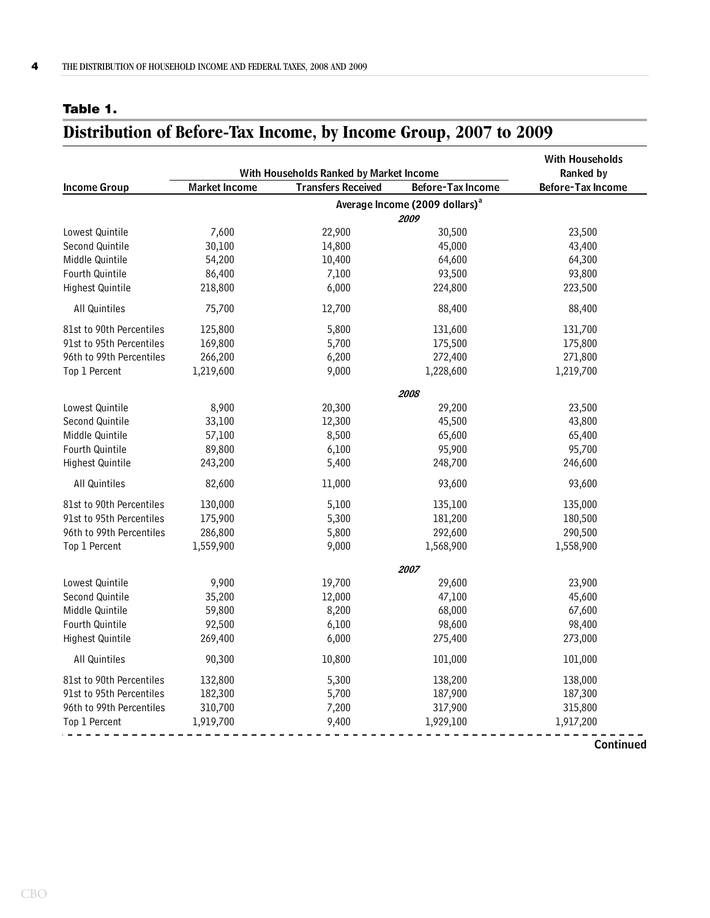**Table 1.**

# Distribution of Before-Tax Income, by Income Group, 2007 to 2009

| Income Group | With Households Ranked by Market Income | | | With Households Ranked by Before-Tax Income |
|---|---|---|---|---|
| | Market Income | Transfers Received | Before-Tax Income | Before-Tax Income |
| | Average Income (2009 dollars)[a] | | | |
| | *2009* | | | |
| Lowest Quintile | 7,600 | 22,900 | 30,500 | 23,500 |
| Second Quintile | 30,100 | 14,800 | 45,000 | 43,400 |
| Middle Quintile | 54,200 | 10,400 | 64,600 | 64,300 |
| Fourth Quintile | 86,400 | 7,100 | 93,500 | 93,800 |
| Highest Quintile | 218,800 | 6,000 | 224,800 | 223,500 |
| All Quintiles | 75,700 | 12,700 | 88,400 | 88,400 |
| 81st to 90th Percentiles | 125,800 | 5,800 | 131,600 | 131,700 |
| 91st to 95th Percentiles | 169,800 | 5,700 | 175,500 | 175,800 |
| 96th to 99th Percentiles | 266,200 | 6,200 | 272,400 | 271,800 |
| Top 1 Percent | 1,219,600 | 9,000 | 1,228,600 | 1,219,700 |
| | *2008* | | | |
| Lowest Quintile | 8,900 | 20,300 | 29,200 | 23,500 |
| Second Quintile | 33,100 | 12,300 | 45,500 | 43,800 |
| Middle Quintile | 57,100 | 8,500 | 65,600 | 65,400 |
| Fourth Quintile | 89,800 | 6,100 | 95,900 | 95,700 |
| Highest Quintile | 243,200 | 5,400 | 248,700 | 246,600 |
| All Quintiles | 82,600 | 11,000 | 93,600 | 93,600 |
| 81st to 90th Percentiles | 130,000 | 5,100 | 135,100 | 135,000 |
| 91st to 95th Percentiles | 175,900 | 5,300 | 181,200 | 180,500 |
| 96th to 99th Percentiles | 286,800 | 5,800 | 292,600 | 290,500 |
| Top 1 Percent | 1,559,900 | 9,000 | 1,568,900 | 1,558,900 |
| | *2007* | | | |
| Lowest Quintile | 9,900 | 19,700 | 29,600 | 23,900 |
| Second Quintile | 35,200 | 12,000 | 47,100 | 45,600 |
| Middle Quintile | 59,800 | 8,200 | 68,000 | 67,600 |
| Fourth Quintile | 92,500 | 6,100 | 98,600 | 98,400 |
| Highest Quintile | 269,400 | 6,000 | 275,400 | 273,000 |
| All Quintiles | 90,300 | 10,800 | 101,000 | 101,000 |
| 81st to 90th Percentiles | 132,800 | 5,300 | 138,200 | 138,000 |
| 91st to 95th Percentiles | 182,300 | 5,700 | 187,900 | 187,300 |
| 96th to 99th Percentiles | 310,700 | 7,200 | 317,900 | 315,800 |
| Top 1 Percent | 1,919,700 | 9,400 | 1,929,100 | 1,917,200 |

**Continued**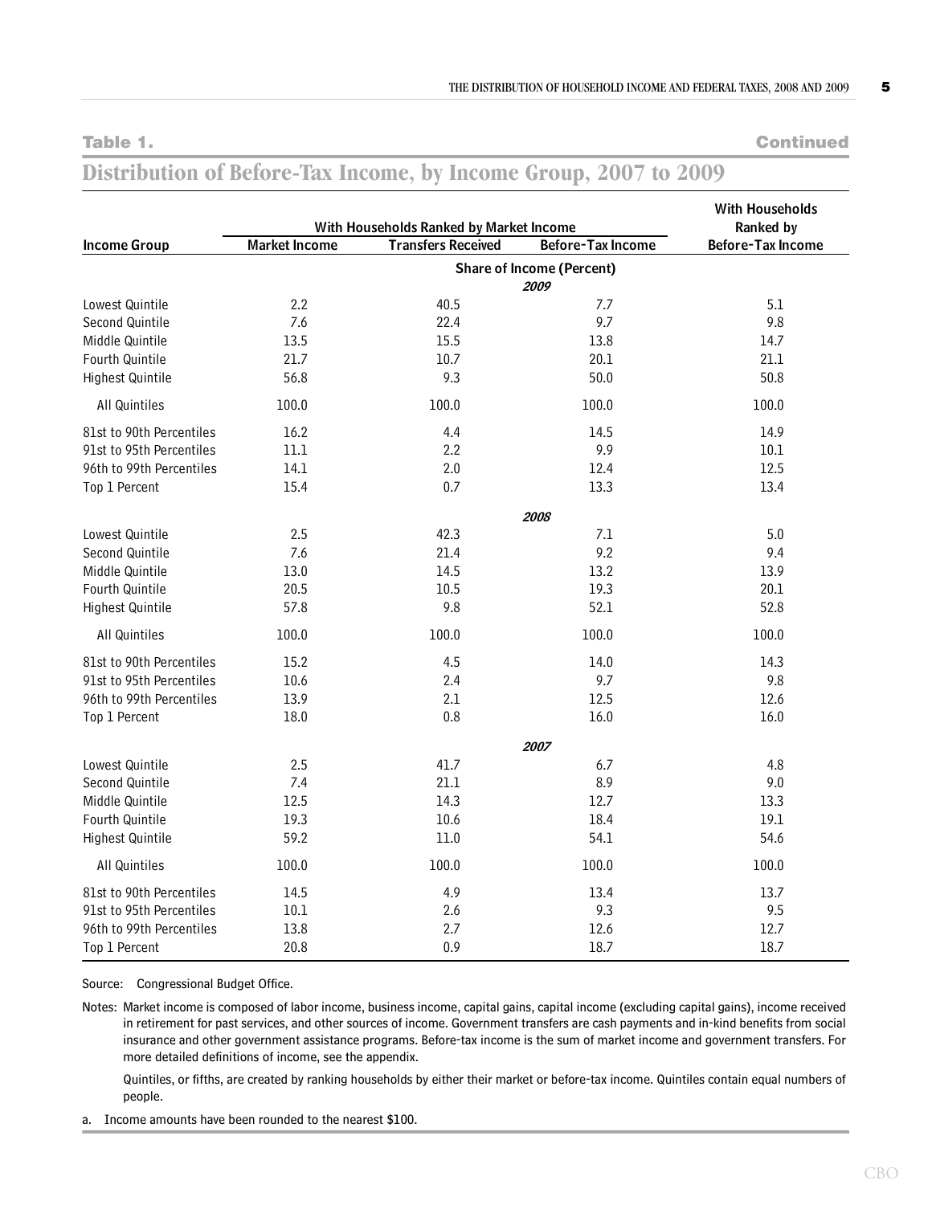**Table 1.** **Continued**

## Distribution of Before-Tax Income, by Income Group, 2007 to 2009

| Income Group | With Households Ranked by Market Income | | | With Households Ranked by Before-Tax Income |
|---|---|---|---|---|
| | Market Income | Transfers Received | Before-Tax Income | Before-Tax Income |
| | | **Share of Income (Percent)** | | |
| | | ***2009*** | | |
| Lowest Quintile | 2.2 | 40.5 | 7.7 | 5.1 |
| Second Quintile | 7.6 | 22.4 | 9.7 | 9.8 |
| Middle Quintile | 13.5 | 15.5 | 13.8 | 14.7 |
| Fourth Quintile | 21.7 | 10.7 | 20.1 | 21.1 |
| Highest Quintile | 56.8 | 9.3 | 50.0 | 50.8 |
| All Quintiles | 100.0 | 100.0 | 100.0 | 100.0 |
| 81st to 90th Percentiles | 16.2 | 4.4 | 14.5 | 14.9 |
| 91st to 95th Percentiles | 11.1 | 2.2 | 9.9 | 10.1 |
| 96th to 99th Percentiles | 14.1 | 2.0 | 12.4 | 12.5 |
| Top 1 Percent | 15.4 | 0.7 | 13.3 | 13.4 |
| | | ***2008*** | | |
| Lowest Quintile | 2.5 | 42.3 | 7.1 | 5.0 |
| Second Quintile | 7.6 | 21.4 | 9.2 | 9.4 |
| Middle Quintile | 13.0 | 14.5 | 13.2 | 13.9 |
| Fourth Quintile | 20.5 | 10.5 | 19.3 | 20.1 |
| Highest Quintile | 57.8 | 9.8 | 52.1 | 52.8 |
| All Quintiles | 100.0 | 100.0 | 100.0 | 100.0 |
| 81st to 90th Percentiles | 15.2 | 4.5 | 14.0 | 14.3 |
| 91st to 95th Percentiles | 10.6 | 2.4 | 9.7 | 9.8 |
| 96th to 99th Percentiles | 13.9 | 2.1 | 12.5 | 12.6 |
| Top 1 Percent | 18.0 | 0.8 | 16.0 | 16.0 |
| | | ***2007*** | | |
| Lowest Quintile | 2.5 | 41.7 | 6.7 | 4.8 |
| Second Quintile | 7.4 | 21.1 | 8.9 | 9.0 |
| Middle Quintile | 12.5 | 14.3 | 12.7 | 13.3 |
| Fourth Quintile | 19.3 | 10.6 | 18.4 | 19.1 |
| Highest Quintile | 59.2 | 11.0 | 54.1 | 54.6 |
| All Quintiles | 100.0 | 100.0 | 100.0 | 100.0 |
| 81st to 90th Percentiles | 14.5 | 4.9 | 13.4 | 13.7 |
| 91st to 95th Percentiles | 10.1 | 2.6 | 9.3 | 9.5 |
| 96th to 99th Percentiles | 13.8 | 2.7 | 12.6 | 12.7 |
| Top 1 Percent | 20.8 | 0.9 | 18.7 | 18.7 |

Source: Congressional Budget Office.

Notes: Market income is composed of labor income, business income, capital gains, capital income (excluding capital gains), income received in retirement for past services, and other sources of income. Government transfers are cash payments and in-kind benefits from social insurance and other government assistance programs. Before-tax income is the sum of market income and government transfers. For more detailed definitions of income, see the appendix.

Quintiles, or fifths, are created by ranking households by either their market or before-tax income. Quintiles contain equal numbers of people.

a. Income amounts have been rounded to the nearest $100.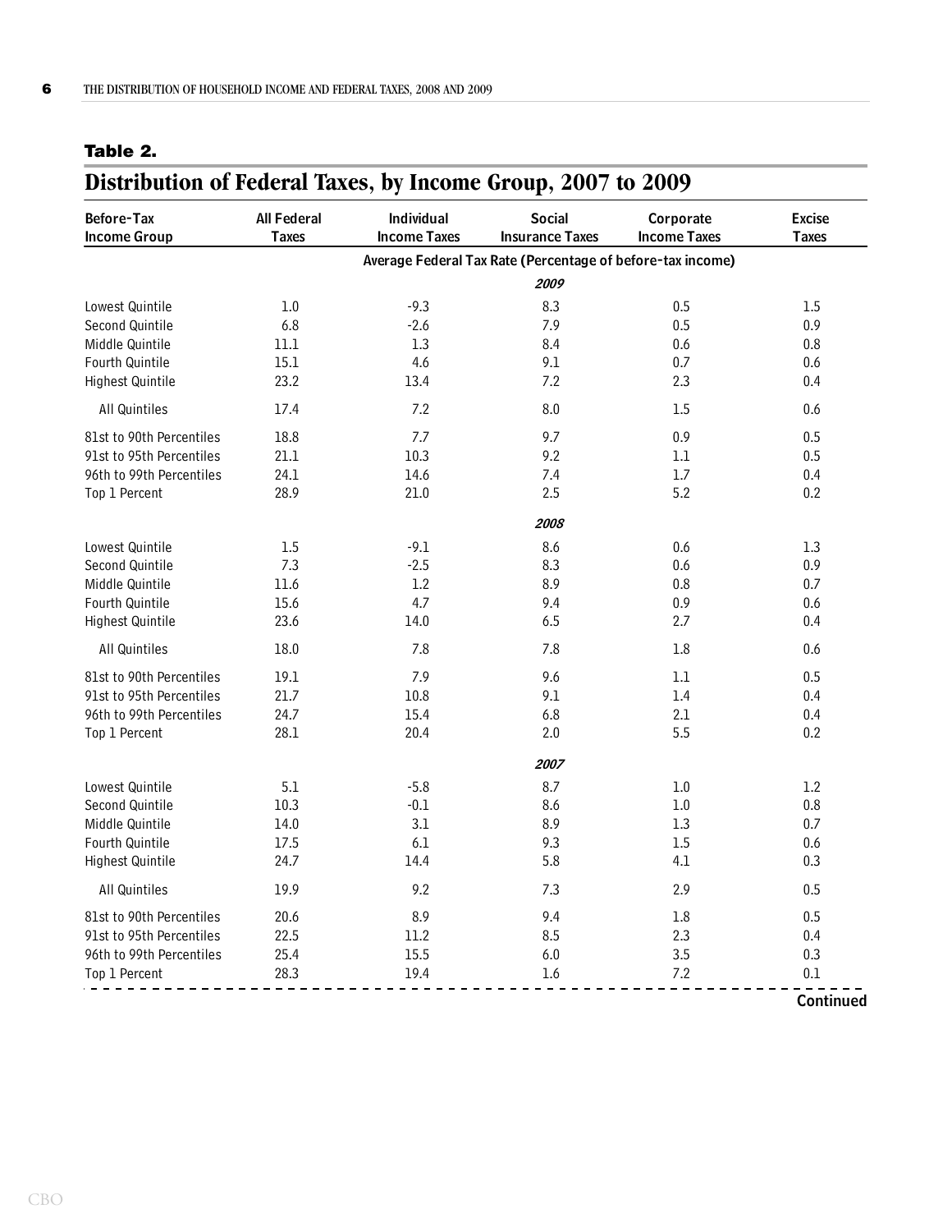**Table 2.**

## Distribution of Federal Taxes, by Income Group, 2007 to 2009

| Before-Tax Income Group | All Federal Taxes | Individual Income Taxes | Social Insurance Taxes | Corporate Income Taxes | Excise Taxes |
|---|---|---|---|---|---|
| | Average Federal Tax Rate (Percentage of before-tax income) | | | | |
| | | | *2009* | | |
| Lowest Quintile | 1.0 | -9.3 | 8.3 | 0.5 | 1.5 |
| Second Quintile | 6.8 | -2.6 | 7.9 | 0.5 | 0.9 |
| Middle Quintile | 11.1 | 1.3 | 8.4 | 0.6 | 0.8 |
| Fourth Quintile | 15.1 | 4.6 | 9.1 | 0.7 | 0.6 |
| Highest Quintile | 23.2 | 13.4 | 7.2 | 2.3 | 0.4 |
| All Quintiles | 17.4 | 7.2 | 8.0 | 1.5 | 0.6 |
| 81st to 90th Percentiles | 18.8 | 7.7 | 9.7 | 0.9 | 0.5 |
| 91st to 95th Percentiles | 21.1 | 10.3 | 9.2 | 1.1 | 0.5 |
| 96th to 99th Percentiles | 24.1 | 14.6 | 7.4 | 1.7 | 0.4 |
| Top 1 Percent | 28.9 | 21.0 | 2.5 | 5.2 | 0.2 |
| | | | *2008* | | |
| Lowest Quintile | 1.5 | -9.1 | 8.6 | 0.6 | 1.3 |
| Second Quintile | 7.3 | -2.5 | 8.3 | 0.6 | 0.9 |
| Middle Quintile | 11.6 | 1.2 | 8.9 | 0.8 | 0.7 |
| Fourth Quintile | 15.6 | 4.7 | 9.4 | 0.9 | 0.6 |
| Highest Quintile | 23.6 | 14.0 | 6.5 | 2.7 | 0.4 |
| All Quintiles | 18.0 | 7.8 | 7.8 | 1.8 | 0.6 |
| 81st to 90th Percentiles | 19.1 | 7.9 | 9.6 | 1.1 | 0.5 |
| 91st to 95th Percentiles | 21.7 | 10.8 | 9.1 | 1.4 | 0.4 |
| 96th to 99th Percentiles | 24.7 | 15.4 | 6.8 | 2.1 | 0.4 |
| Top 1 Percent | 28.1 | 20.4 | 2.0 | 5.5 | 0.2 |
| | | | *2007* | | |
| Lowest Quintile | 5.1 | -5.8 | 8.7 | 1.0 | 1.2 |
| Second Quintile | 10.3 | -0.1 | 8.6 | 1.0 | 0.8 |
| Middle Quintile | 14.0 | 3.1 | 8.9 | 1.3 | 0.7 |
| Fourth Quintile | 17.5 | 6.1 | 9.3 | 1.5 | 0.6 |
| Highest Quintile | 24.7 | 14.4 | 5.8 | 4.1 | 0.3 |
| All Quintiles | 19.9 | 9.2 | 7.3 | 2.9 | 0.5 |
| 81st to 90th Percentiles | 20.6 | 8.9 | 9.4 | 1.8 | 0.5 |
| 91st to 95th Percentiles | 22.5 | 11.2 | 8.5 | 2.3 | 0.4 |
| 96th to 99th Percentiles | 25.4 | 15.5 | 6.0 | 3.5 | 0.3 |
| Top 1 Percent | 28.3 | 19.4 | 1.6 | 7.2 | 0.1 |

**Continued**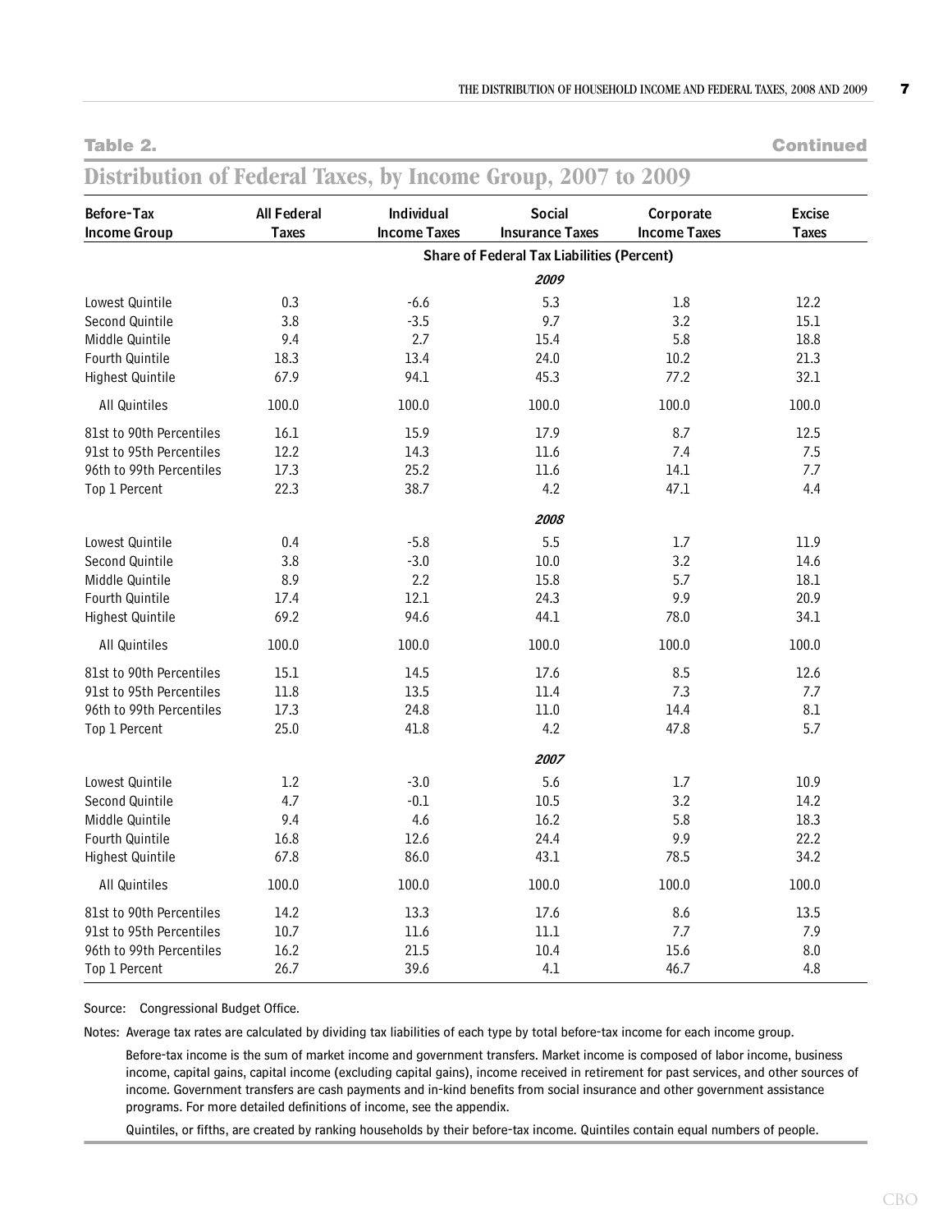**Table 2. Continued**

## Distribution of Federal Taxes, by Income Group, 2007 to 2009

| Before-Tax Income Group | All Federal Taxes | Individual Income Taxes | Social Insurance Taxes | Corporate Income Taxes | Excise Taxes |
|---|---|---|---|---|---|
| | | | **Share of Federal Tax Liabilities (Percent)** | | |
| | | | ***2009*** | | |
| Lowest Quintile | 0.3 | -6.6 | 5.3 | 1.8 | 12.2 |
| Second Quintile | 3.8 | -3.5 | 9.7 | 3.2 | 15.1 |
| Middle Quintile | 9.4 | 2.7 | 15.4 | 5.8 | 18.8 |
| Fourth Quintile | 18.3 | 13.4 | 24.0 | 10.2 | 21.3 |
| Highest Quintile | 67.9 | 94.1 | 45.3 | 77.2 | 32.1 |
| All Quintiles | 100.0 | 100.0 | 100.0 | 100.0 | 100.0 |
| 81st to 90th Percentiles | 16.1 | 15.9 | 17.9 | 8.7 | 12.5 |
| 91st to 95th Percentiles | 12.2 | 14.3 | 11.6 | 7.4 | 7.5 |
| 96th to 99th Percentiles | 17.3 | 25.2 | 11.6 | 14.1 | 7.7 |
| Top 1 Percent | 22.3 | 38.7 | 4.2 | 47.1 | 4.4 |
| | | | ***2008*** | | |
| Lowest Quintile | 0.4 | -5.8 | 5.5 | 1.7 | 11.9 |
| Second Quintile | 3.8 | -3.0 | 10.0 | 3.2 | 14.6 |
| Middle Quintile | 8.9 | 2.2 | 15.8 | 5.7 | 18.1 |
| Fourth Quintile | 17.4 | 12.1 | 24.3 | 9.9 | 20.9 |
| Highest Quintile | 69.2 | 94.6 | 44.1 | 78.0 | 34.1 |
| All Quintiles | 100.0 | 100.0 | 100.0 | 100.0 | 100.0 |
| 81st to 90th Percentiles | 15.1 | 14.5 | 17.6 | 8.5 | 12.6 |
| 91st to 95th Percentiles | 11.8 | 13.5 | 11.4 | 7.3 | 7.7 |
| 96th to 99th Percentiles | 17.3 | 24.8 | 11.0 | 14.4 | 8.1 |
| Top 1 Percent | 25.0 | 41.8 | 4.2 | 47.8 | 5.7 |
| | | | ***2007*** | | |
| Lowest Quintile | 1.2 | -3.0 | 5.6 | 1.7 | 10.9 |
| Second Quintile | 4.7 | -0.1 | 10.5 | 3.2 | 14.2 |
| Middle Quintile | 9.4 | 4.6 | 16.2 | 5.8 | 18.3 |
| Fourth Quintile | 16.8 | 12.6 | 24.4 | 9.9 | 22.2 |
| Highest Quintile | 67.8 | 86.0 | 43.1 | 78.5 | 34.2 |
| All Quintiles | 100.0 | 100.0 | 100.0 | 100.0 | 100.0 |
| 81st to 90th Percentiles | 14.2 | 13.3 | 17.6 | 8.6 | 13.5 |
| 91st to 95th Percentiles | 10.7 | 11.6 | 11.1 | 7.7 | 7.9 |
| 96th to 99th Percentiles | 16.2 | 21.5 | 10.4 | 15.6 | 8.0 |
| Top 1 Percent | 26.7 | 39.6 | 4.1 | 46.7 | 4.8 |

Source: Congressional Budget Office.

Notes: Average tax rates are calculated by dividing tax liabilities of each type by total before-tax income for each income group.

Before-tax income is the sum of market income and government transfers. Market income is composed of labor income, business income, capital gains, capital income (excluding capital gains), income received in retirement for past services, and other sources of income. Government transfers are cash payments and in-kind benefits from social insurance and other government assistance programs. For more detailed definitions of income, see the appendix.

Quintiles, or fifths, are created by ranking households by their before-tax income. Quintiles contain equal numbers of people.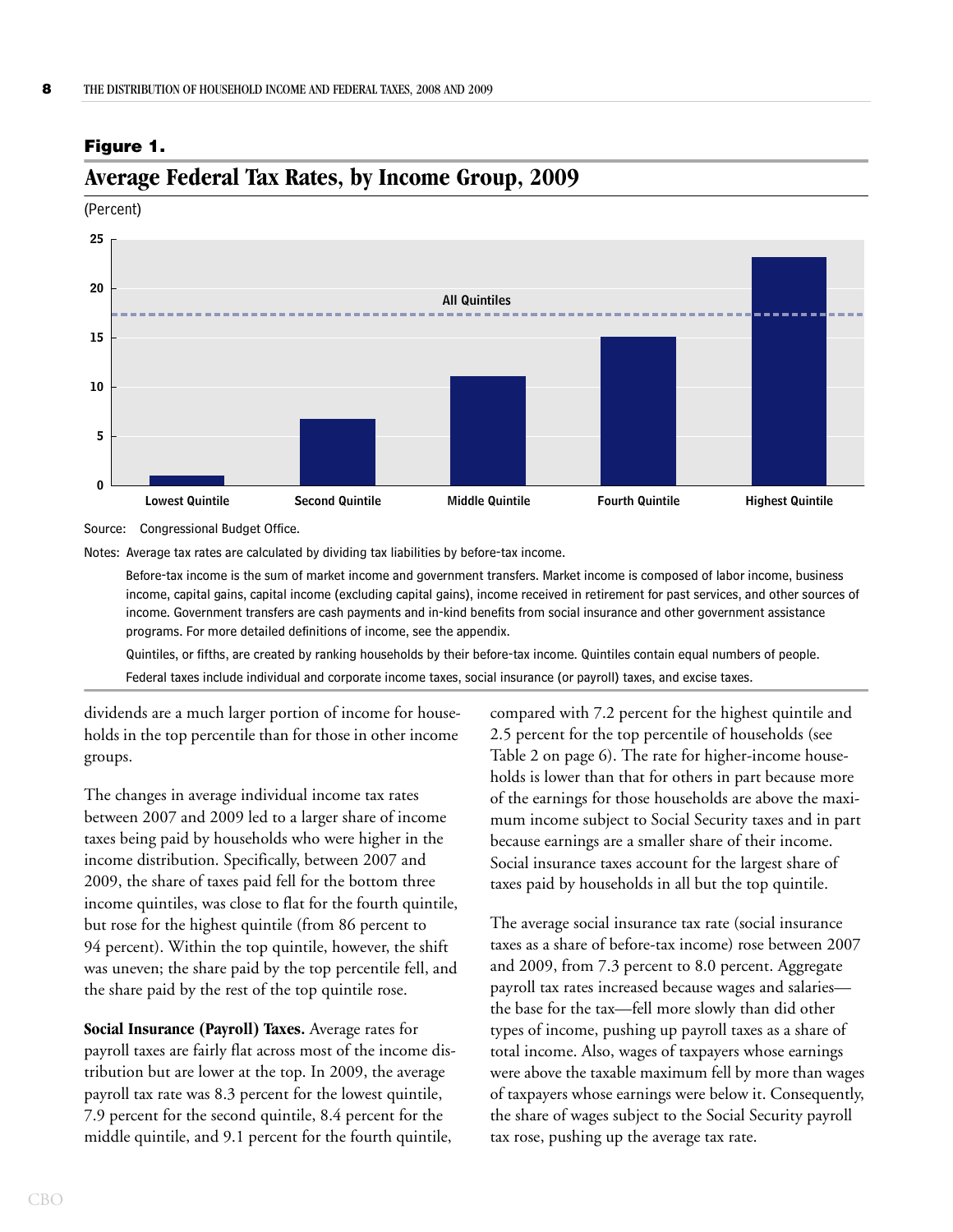**Figure 1.**

## Average Federal Tax Rates, by Income Group, 2009

(Percent)

Source: Congressional Budget Office.

Notes: Average tax rates are calculated by dividing tax liabilities by before-tax income.

Before-tax income is the sum of market income and government transfers. Market income is composed of labor income, business income, capital gains, capital income (excluding capital gains), income received in retirement for past services, and other sources of income. Government transfers are cash payments and in-kind benefits from social insurance and other government assistance programs. For more detailed definitions of income, see the appendix.

Quintiles, or fifths, are created by ranking households by their before-tax income. Quintiles contain equal numbers of people.

Federal taxes include individual and corporate income taxes, social insurance (or payroll) taxes, and excise taxes.

dividends are a much larger portion of income for households in the top percentile than for those in other income groups.

The changes in average individual income tax rates between 2007 and 2009 led to a larger share of income taxes being paid by households who were higher in the income distribution. Specifically, between 2007 and 2009, the share of taxes paid fell for the bottom three income quintiles, was close to flat for the fourth quintile, but rose for the highest quintile (from 86 percent to 94 percent). Within the top quintile, however, the shift was uneven; the share paid by the top percentile fell, and the share paid by the rest of the top quintile rose.

**Social Insurance (Payroll) Taxes.** Average rates for payroll taxes are fairly flat across most of the income distribution but are lower at the top. In 2009, the average payroll tax rate was 8.3 percent for the lowest quintile, 7.9 percent for the second quintile, 8.4 percent for the middle quintile, and 9.1 percent for the fourth quintile, compared with 7.2 percent for the highest quintile and 2.5 percent for the top percentile of households (see Table 2 on page 6). The rate for higher-income households is lower than that for others in part because more of the earnings for those households are above the maximum income subject to Social Security taxes and in part because earnings are a smaller share of their income. Social insurance taxes account for the largest share of taxes paid by households in all but the top quintile.

The average social insurance tax rate (social insurance taxes as a share of before-tax income) rose between 2007 and 2009, from 7.3 percent to 8.0 percent. Aggregate payroll tax rates increased because wages and salaries—the base for the tax—fell more slowly than did other types of income, pushing up payroll taxes as a share of total income. Also, wages of taxpayers whose earnings were above the taxable maximum fell by more than wages of taxpayers whose earnings were below it. Consequently, the share of wages subject to the Social Security payroll tax rose, pushing up the average tax rate.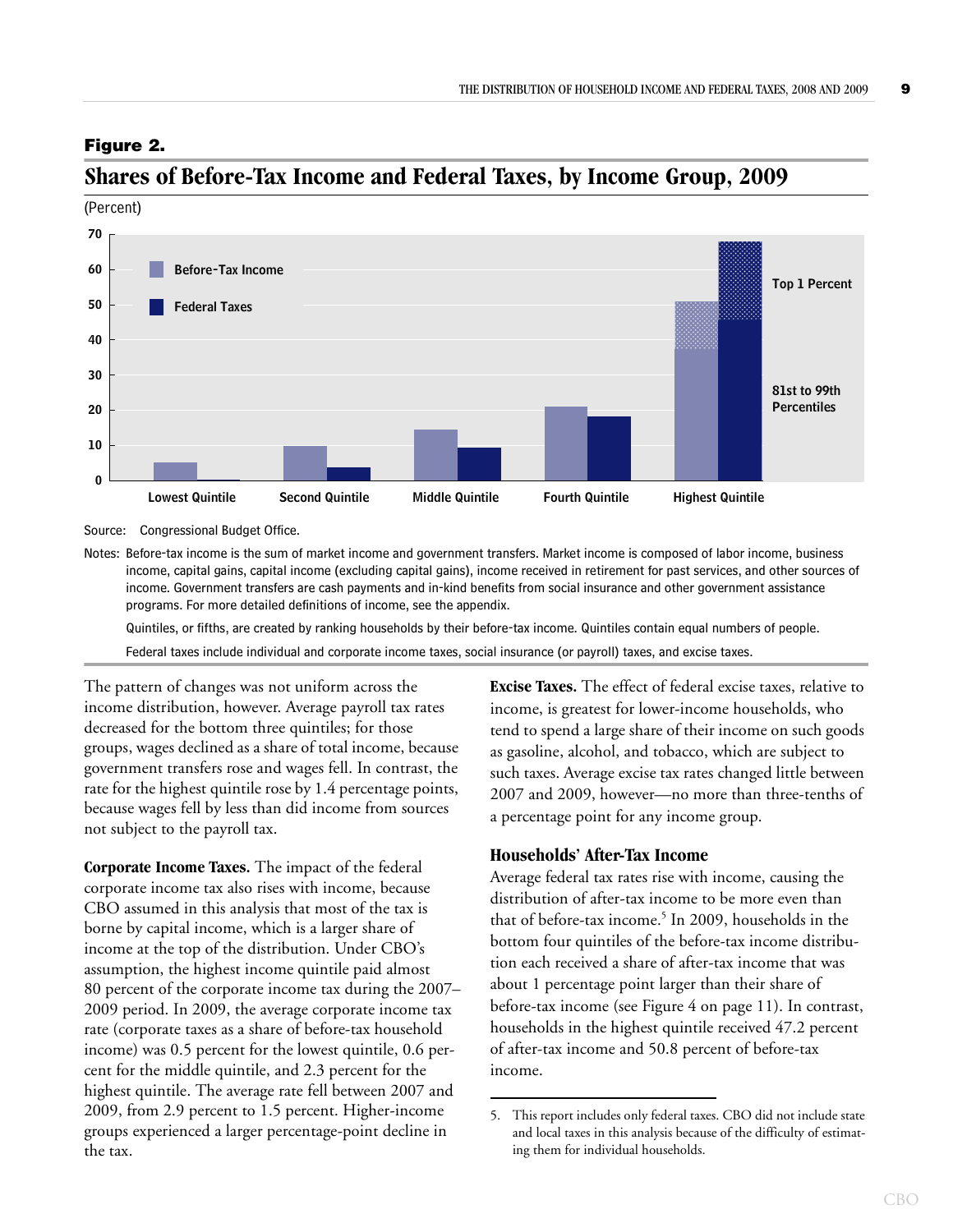**Figure 2.**

## Shares of Before-Tax Income and Federal Taxes, by Income Group, 2009

(Percent)

Before-Tax Income

Federal Taxes

Top 1 Percent

81st to 99th Percentiles

Lowest Quintile | Second Quintile | Middle Quintile | Fourth Quintile | Highest Quintile

Source: Congressional Budget Office.

Notes: Before-tax income is the sum of market income and government transfers. Market income is composed of labor income, business income, capital gains, capital income (excluding capital gains), income received in retirement for past services, and other sources of income. Government transfers are cash payments and in-kind benefits from social insurance and other government assistance programs. For more detailed definitions of income, see the appendix.

Quintiles, or fifths, are created by ranking households by their before-tax income. Quintiles contain equal numbers of people.

Federal taxes include individual and corporate income taxes, social insurance (or payroll) taxes, and excise taxes.

The pattern of changes was not uniform across the income distribution, however. Average payroll tax rates decreased for the bottom three quintiles; for those groups, wages declined as a share of total income, because government transfers rose and wages fell. In contrast, the rate for the highest quintile rose by 1.4 percentage points, because wages fell by less than did income from sources not subject to the payroll tax.

**Corporate Income Taxes.** The impact of the federal corporate income tax also rises with income, because CBO assumed in this analysis that most of the tax is borne by capital income, which is a larger share of income at the top of the distribution. Under CBO's assumption, the highest income quintile paid almost 80 percent of the corporate income tax during the 2007–2009 period. In 2009, the average corporate income tax rate (corporate taxes as a share of before-tax household income) was 0.5 percent for the lowest quintile, 0.6 percent for the middle quintile, and 2.3 percent for the highest quintile. The average rate fell between 2007 and 2009, from 2.9 percent to 1.5 percent. Higher-income groups experienced a larger percentage-point decline in the tax.

**Excise Taxes.** The effect of federal excise taxes, relative to income, is greatest for lower-income households, who tend to spend a large share of their income on such goods as gasoline, alcohol, and tobacco, which are subject to such taxes. Average excise tax rates changed little between 2007 and 2009, however—no more than three-tenths of a percentage point for any income group.

### Households' After-Tax Income

Average federal tax rates rise with income, causing the distribution of after-tax income to be more even than that of before-tax income.[5] In 2009, households in the bottom four quintiles of the before-tax income distribution each received a share of after-tax income that was about 1 percentage point larger than their share of before-tax income (see Figure 4 on page 11). In contrast, households in the highest quintile received 47.2 percent of after-tax income and 50.8 percent of before-tax income.

5. This report includes only federal taxes. CBO did not include state and local taxes in this analysis because of the difficulty of estimating them for individual households.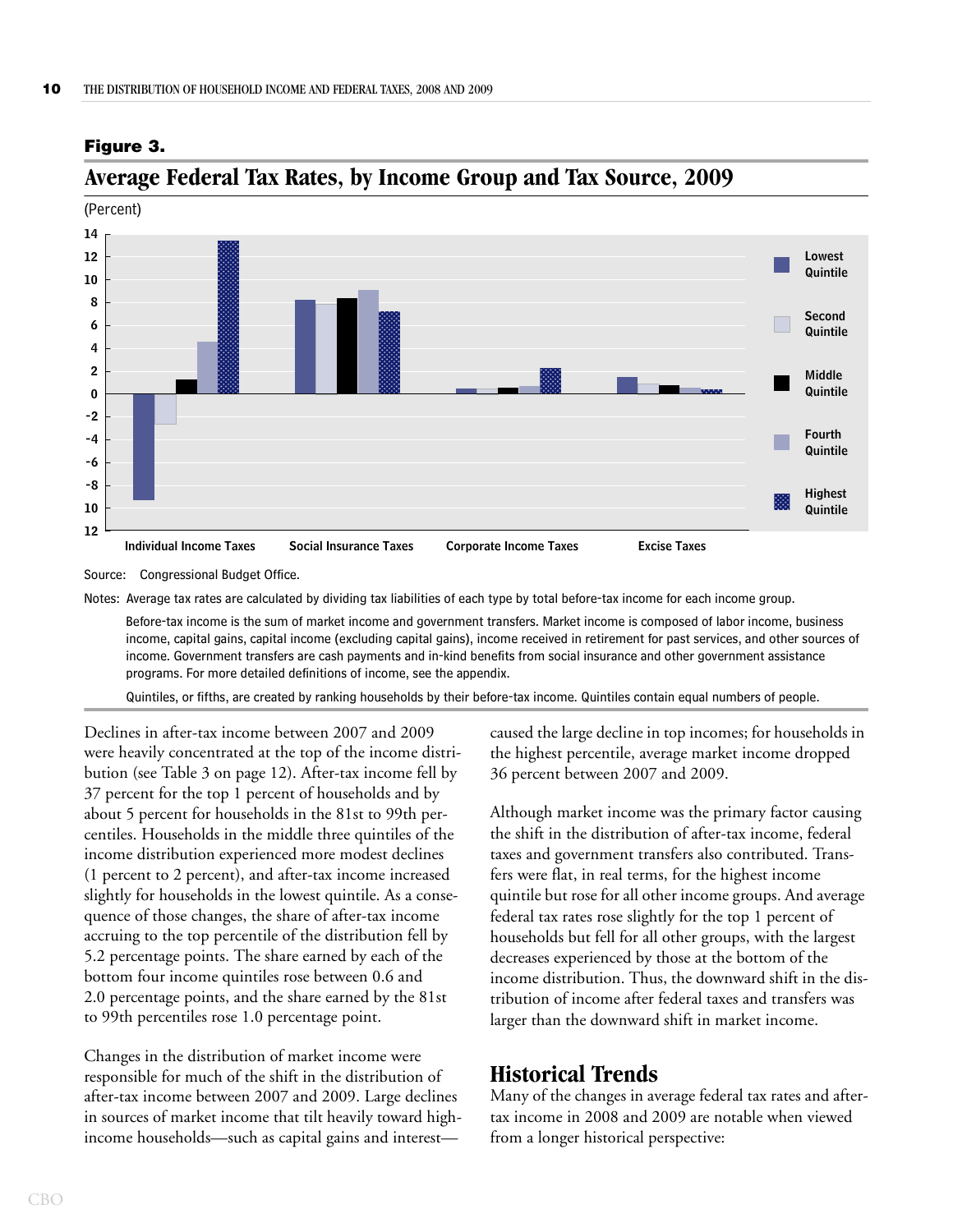**Figure 3.**

## Average Federal Tax Rates, by Income Group and Tax Source, 2009

(Percent)

Source: Congressional Budget Office.

Notes: Average tax rates are calculated by dividing tax liabilities of each type by total before-tax income for each income group.

Before-tax income is the sum of market income and government transfers. Market income is composed of labor income, business income, capital gains, capital income (excluding capital gains), income received in retirement for past services, and other sources of income. Government transfers are cash payments and in-kind benefits from social insurance and other government assistance programs. For more detailed definitions of income, see the appendix.

Quintiles, or fifths, are created by ranking households by their before-tax income. Quintiles contain equal numbers of people.

Declines in after-tax income between 2007 and 2009 were heavily concentrated at the top of the income distribution (see Table 3 on page 12). After-tax income fell by 37 percent for the top 1 percent of households and by about 5 percent for households in the 81st to 99th percentiles. Households in the middle three quintiles of the income distribution experienced more modest declines (1 percent to 2 percent), and after-tax income increased slightly for households in the lowest quintile. As a consequence of those changes, the share of after-tax income accruing to the top percentile of the distribution fell by 5.2 percentage points. The share earned by each of the bottom four income quintiles rose between 0.6 and 2.0 percentage points, and the share earned by the 81st to 99th percentiles rose 1.0 percentage point.

Changes in the distribution of market income were responsible for much of the shift in the distribution of after-tax income between 2007 and 2009. Large declines in sources of market income that tilt heavily toward high-income households—such as capital gains and interest—caused the large decline in top incomes; for households in the highest percentile, average market income dropped 36 percent between 2007 and 2009.

Although market income was the primary factor causing the shift in the distribution of after-tax income, federal taxes and government transfers also contributed. Transfers were flat, in real terms, for the highest income quintile but rose for all other income groups. And average federal tax rates rose slightly for the top 1 percent of households but fell for all other groups, with the largest decreases experienced by those at the bottom of the income distribution. Thus, the downward shift in the distribution of income after federal taxes and transfers was larger than the downward shift in market income.

## Historical Trends

Many of the changes in average federal tax rates and after-tax income in 2008 and 2009 are notable when viewed from a longer historical perspective: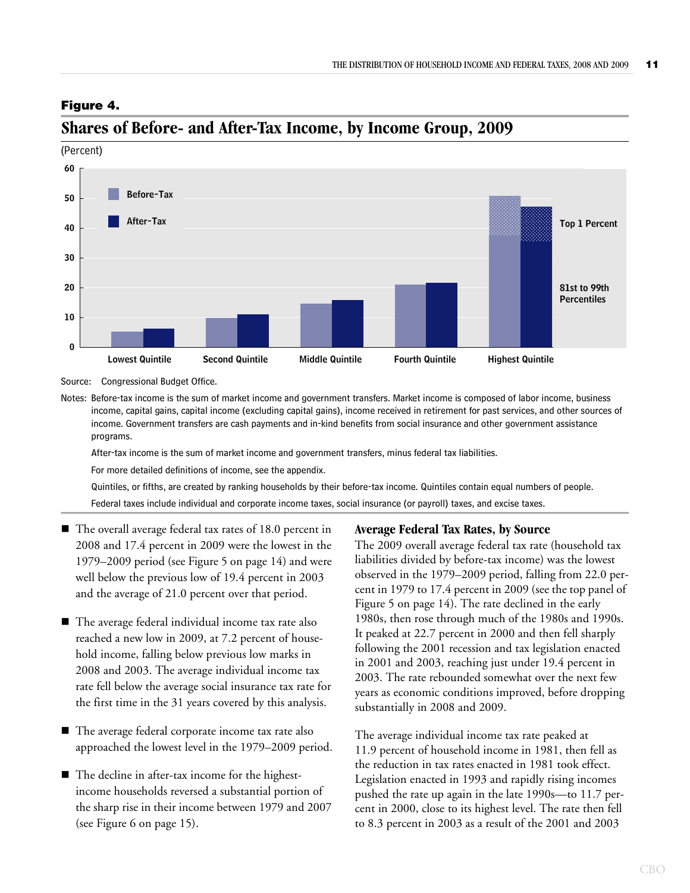**Figure 4.**

## Shares of Before- and After-Tax Income, by Income Group, 2009

(Percent)

Source: Congressional Budget Office.

Notes: Before-tax income is the sum of market income and government transfers. Market income is composed of labor income, business income, capital gains, capital income (excluding capital gains), income received in retirement for past services, and other sources of income. Government transfers are cash payments and in-kind benefits from social insurance and other government assistance programs.

After-tax income is the sum of market income and government transfers, minus federal tax liabilities.

For more detailed definitions of income, see the appendix.

Quintiles, or fifths, are created by ranking households by their before-tax income. Quintiles contain equal numbers of people.

Federal taxes include individual and corporate income taxes, social insurance (or payroll) taxes, and excise taxes.

- The overall average federal tax rates of 18.0 percent in 2008 and 17.4 percent in 2009 were the lowest in the 1979–2009 period (see Figure 5 on page 14) and were well below the previous low of 19.4 percent in 2003 and the average of 21.0 percent over that period.

- The average federal individual income tax rate also reached a new low in 2009, at 7.2 percent of household income, falling below previous low marks in 2008 and 2003. The average individual income tax rate fell below the average social insurance tax rate for the first time in the 31 years covered by this analysis.

- The average federal corporate income tax rate also approached the lowest level in the 1979–2009 period.

- The decline in after-tax income for the highest-income households reversed a substantial portion of the sharp rise in their income between 1979 and 2007 (see Figure 6 on page 15).

### Average Federal Tax Rates, by Source

The 2009 overall average federal tax rate (household tax liabilities divided by before-tax income) was the lowest observed in the 1979–2009 period, falling from 22.0 percent in 1979 to 17.4 percent in 2009 (see the top panel of Figure 5 on page 14). The rate declined in the early 1980s, then rose through much of the 1980s and 1990s. It peaked at 22.7 percent in 2000 and then fell sharply following the 2001 recession and tax legislation enacted in 2001 and 2003, reaching just under 19.4 percent in 2003. The rate rebounded somewhat over the next few years as economic conditions improved, before dropping substantially in 2008 and 2009.

The average individual income tax rate peaked at 11.9 percent of household income in 1981, then fell as the reduction in tax rates enacted in 1981 took effect. Legislation enacted in 1993 and rapidly rising incomes pushed the rate up again in the late 1990s—to 11.7 percent in 2000, close to its highest level. The rate then fell to 8.3 percent in 2003 as a result of the 2001 and 2003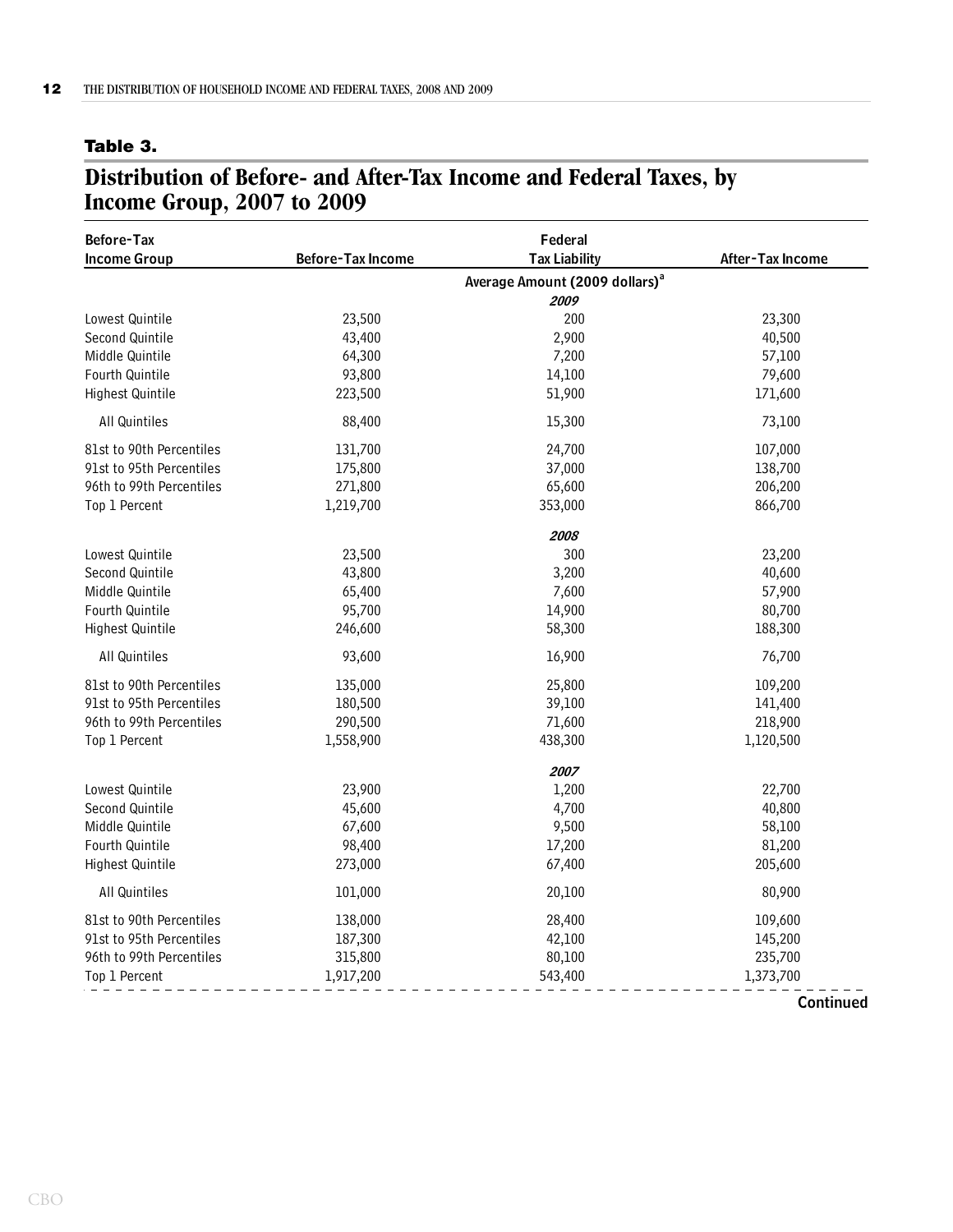**Table 3.**

## Distribution of Before- and After-Tax Income and Federal Taxes, by Income Group, 2007 to 2009

| Before-Tax Income Group | Before-Tax Income | Federal Tax Liability | After-Tax Income |
|---|---|---|---|
| | | Average Amount (2009 dollars)[a] | |
| | | *2009* | |
| Lowest Quintile | 23,500 | 200 | 23,300 |
| Second Quintile | 43,400 | 2,900 | 40,500 |
| Middle Quintile | 64,300 | 7,200 | 57,100 |
| Fourth Quintile | 93,800 | 14,100 | 79,600 |
| Highest Quintile | 223,500 | 51,900 | 171,600 |
| All Quintiles | 88,400 | 15,300 | 73,100 |
| 81st to 90th Percentiles | 131,700 | 24,700 | 107,000 |
| 91st to 95th Percentiles | 175,800 | 37,000 | 138,700 |
| 96th to 99th Percentiles | 271,800 | 65,600 | 206,200 |
| Top 1 Percent | 1,219,700 | 353,000 | 866,700 |
| | | *2008* | |
| Lowest Quintile | 23,500 | 300 | 23,200 |
| Second Quintile | 43,800 | 3,200 | 40,600 |
| Middle Quintile | 65,400 | 7,600 | 57,900 |
| Fourth Quintile | 95,700 | 14,900 | 80,700 |
| Highest Quintile | 246,600 | 58,300 | 188,300 |
| All Quintiles | 93,600 | 16,900 | 76,700 |
| 81st to 90th Percentiles | 135,000 | 25,800 | 109,200 |
| 91st to 95th Percentiles | 180,500 | 39,100 | 141,400 |
| 96th to 99th Percentiles | 290,500 | 71,600 | 218,900 |
| Top 1 Percent | 1,558,900 | 438,300 | 1,120,500 |
| | | *2007* | |
| Lowest Quintile | 23,900 | 1,200 | 22,700 |
| Second Quintile | 45,600 | 4,700 | 40,800 |
| Middle Quintile | 67,600 | 9,500 | 58,100 |
| Fourth Quintile | 98,400 | 17,200 | 81,200 |
| Highest Quintile | 273,000 | 67,400 | 205,600 |
| All Quintiles | 101,000 | 20,100 | 80,900 |
| 81st to 90th Percentiles | 138,000 | 28,400 | 109,600 |
| 91st to 95th Percentiles | 187,300 | 42,100 | 145,200 |
| 96th to 99th Percentiles | 315,800 | 80,100 | 235,700 |
| Top 1 Percent | 1,917,200 | 543,400 | 1,373,700 |

**Continued**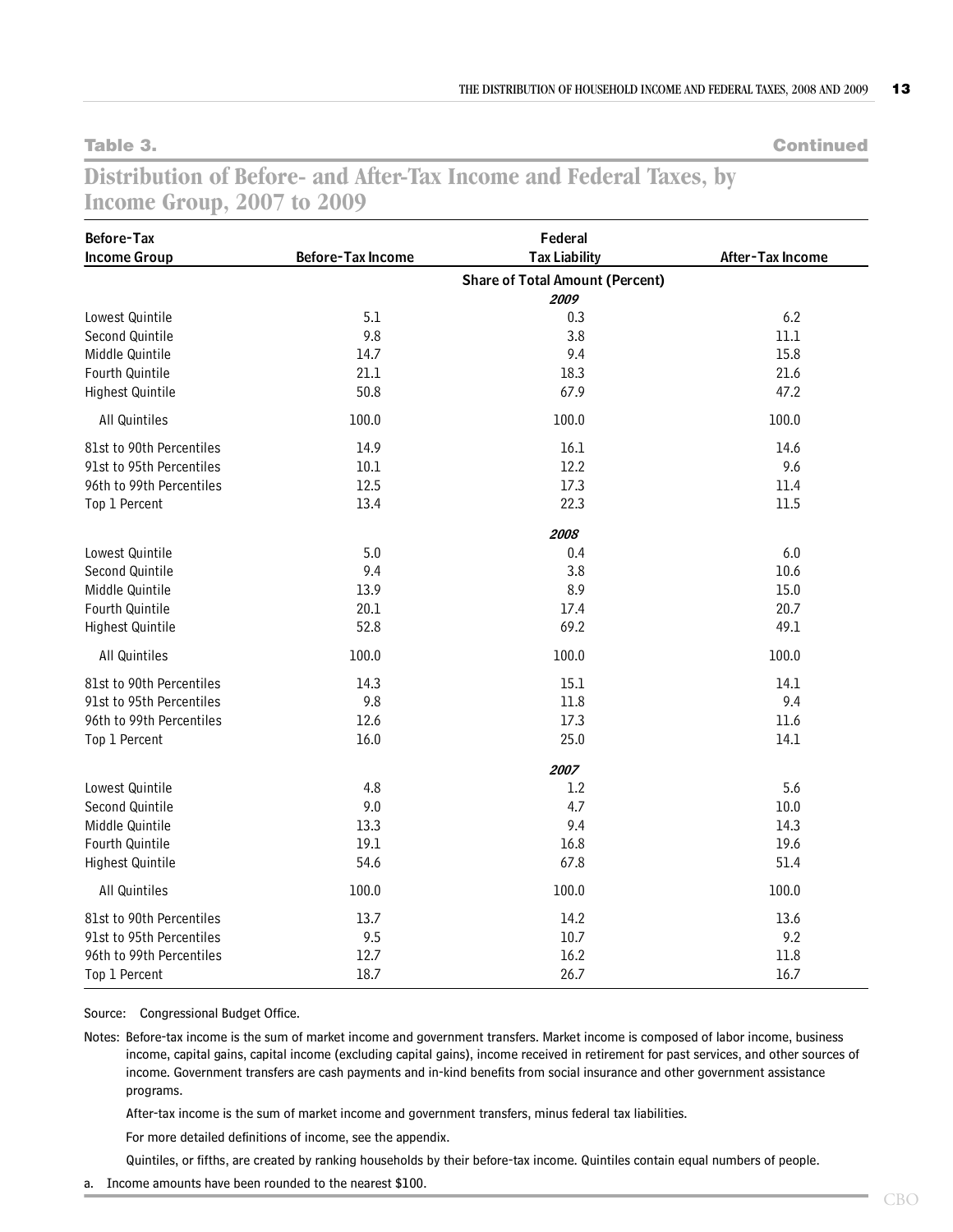**Table 3.** **Continued**

## Distribution of Before- and After-Tax Income and Federal Taxes, by Income Group, 2007 to 2009

| Before-Tax Income Group | Before-Tax Income | Federal Tax Liability | After-Tax Income |
|---|---|---|---|
| | | **Share of Total Amount (Percent)** | |
| | | ***2009*** | |
| Lowest Quintile | 5.1 | 0.3 | 6.2 |
| Second Quintile | 9.8 | 3.8 | 11.1 |
| Middle Quintile | 14.7 | 9.4 | 15.8 |
| Fourth Quintile | 21.1 | 18.3 | 21.6 |
| Highest Quintile | 50.8 | 67.9 | 47.2 |
| All Quintiles | 100.0 | 100.0 | 100.0 |
| 81st to 90th Percentiles | 14.9 | 16.1 | 14.6 |
| 91st to 95th Percentiles | 10.1 | 12.2 | 9.6 |
| 96th to 99th Percentiles | 12.5 | 17.3 | 11.4 |
| Top 1 Percent | 13.4 | 22.3 | 11.5 |
| | | ***2008*** | |
| Lowest Quintile | 5.0 | 0.4 | 6.0 |
| Second Quintile | 9.4 | 3.8 | 10.6 |
| Middle Quintile | 13.9 | 8.9 | 15.0 |
| Fourth Quintile | 20.1 | 17.4 | 20.7 |
| Highest Quintile | 52.8 | 69.2 | 49.1 |
| All Quintiles | 100.0 | 100.0 | 100.0 |
| 81st to 90th Percentiles | 14.3 | 15.1 | 14.1 |
| 91st to 95th Percentiles | 9.8 | 11.8 | 9.4 |
| 96th to 99th Percentiles | 12.6 | 17.3 | 11.6 |
| Top 1 Percent | 16.0 | 25.0 | 14.1 |
| | | ***2007*** | |
| Lowest Quintile | 4.8 | 1.2 | 5.6 |
| Second Quintile | 9.0 | 4.7 | 10.0 |
| Middle Quintile | 13.3 | 9.4 | 14.3 |
| Fourth Quintile | 19.1 | 16.8 | 19.6 |
| Highest Quintile | 54.6 | 67.8 | 51.4 |
| All Quintiles | 100.0 | 100.0 | 100.0 |
| 81st to 90th Percentiles | 13.7 | 14.2 | 13.6 |
| 91st to 95th Percentiles | 9.5 | 10.7 | 9.2 |
| 96th to 99th Percentiles | 12.7 | 16.2 | 11.8 |
| Top 1 Percent | 18.7 | 26.7 | 16.7 |

Source: Congressional Budget Office.

Notes: Before-tax income is the sum of market income and government transfers. Market income is composed of labor income, business income, capital gains, capital income (excluding capital gains), income received in retirement for past services, and other sources of income. Government transfers are cash payments and in-kind benefits from social insurance and other government assistance programs.

After-tax income is the sum of market income and government transfers, minus federal tax liabilities.

For more detailed definitions of income, see the appendix.

Quintiles, or fifths, are created by ranking households by their before-tax income. Quintiles contain equal numbers of people.

a. Income amounts have been rounded to the nearest $100.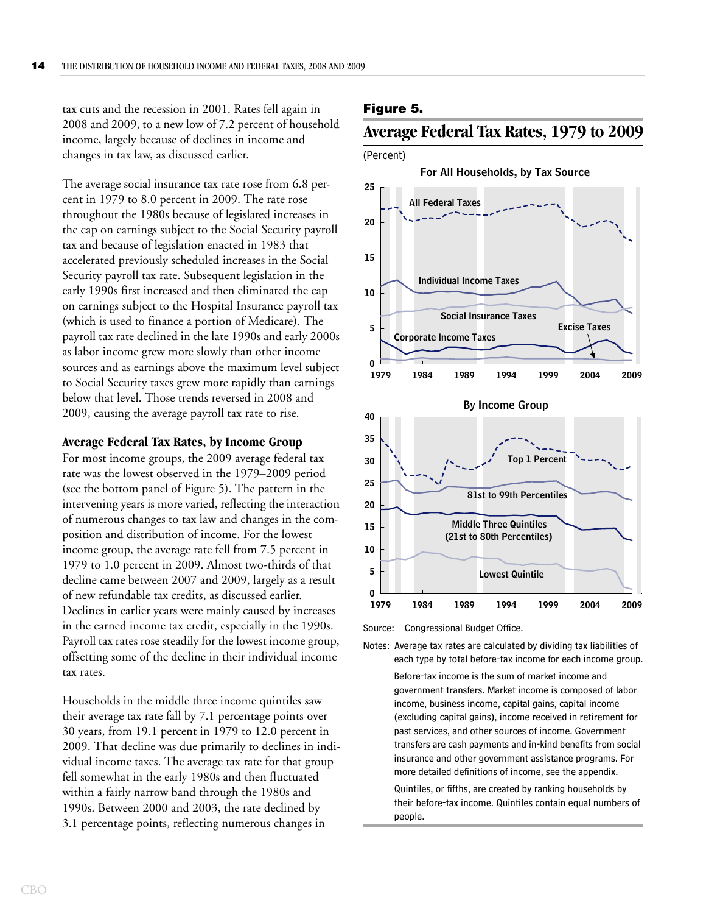tax cuts and the recession in 2001. Rates fell again in 2008 and 2009, to a new low of 7.2 percent of household income, largely because of declines in income and changes in tax law, as discussed earlier.

The average social insurance tax rate rose from 6.8 percent in 1979 to 8.0 percent in 2009. The rate rose throughout the 1980s because of legislated increases in the cap on earnings subject to the Social Security payroll tax and because of legislation enacted in 1983 that accelerated previously scheduled increases in the Social Security payroll tax rate. Subsequent legislation in the early 1990s first increased and then eliminated the cap on earnings subject to the Hospital Insurance payroll tax (which is used to finance a portion of Medicare). The payroll tax rate declined in the late 1990s and early 2000s as labor income grew more slowly than other income sources and as earnings above the maximum level subject to Social Security taxes grew more rapidly than earnings below that level. Those trends reversed in 2008 and 2009, causing the average payroll tax rate to rise.

## Average Federal Tax Rates, by Income Group

For most income groups, the 2009 average federal tax rate was the lowest observed in the 1979–2009 period (see the bottom panel of Figure 5). The pattern in the intervening years is more varied, reflecting the interaction of numerous changes to tax law and changes in the composition and distribution of income. For the lowest income group, the average rate fell from 7.5 percent in 1979 to 1.0 percent in 2009. Almost two-thirds of that decline came between 2007 and 2009, largely as a result of new refundable tax credits, as discussed earlier. Declines in earlier years were mainly caused by increases in the earned income tax credit, especially in the 1990s. Payroll tax rates rose steadily for the lowest income group, offsetting some of the decline in their individual income tax rates.

Households in the middle three income quintiles saw their average tax rate fall by 7.1 percentage points over 30 years, from 19.1 percent in 1979 to 12.0 percent in 2009. That decline was due primarily to declines in individual income taxes. The average tax rate for that group fell somewhat in the early 1980s and then fluctuated within a fairly narrow band through the 1980s and 1990s. Between 2000 and 2003, the rate declined by 3.1 percentage points, reflecting numerous changes in

**Figure 5.**

## Average Federal Tax Rates, 1979 to 2009

(Percent)

Source: Congressional Budget Office.

Notes: Average tax rates are calculated by dividing tax liabilities of each type by total before-tax income for each income group.

Before-tax income is the sum of market income and government transfers. Market income is composed of labor income, business income, capital gains, capital income (excluding capital gains), income received in retirement for past services, and other sources of income. Government transfers are cash payments and in-kind benefits from social insurance and other government assistance programs. For more detailed definitions of income, see the appendix.

Quintiles, or fifths, are created by ranking households by their before-tax income. Quintiles contain equal numbers of people.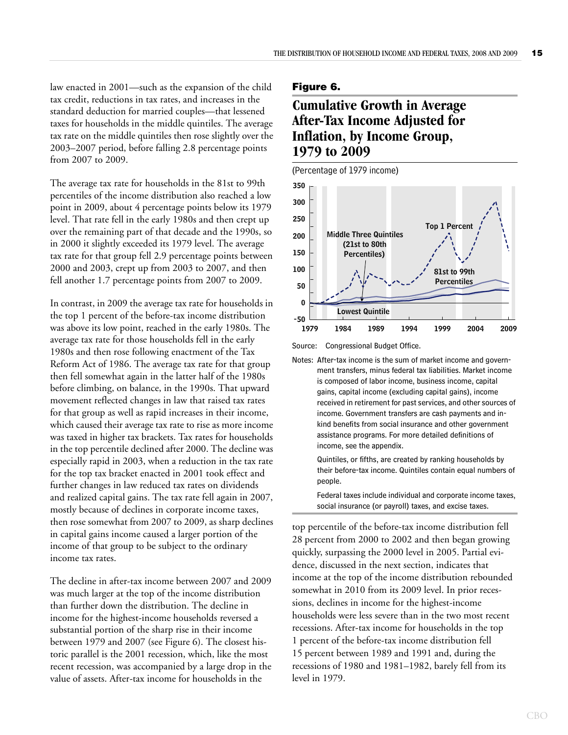law enacted in 2001—such as the expansion of the child tax credit, reductions in tax rates, and increases in the standard deduction for married couples—that lessened taxes for households in the middle quintiles. The average tax rate on the middle quintiles then rose slightly over the 2003–2007 period, before falling 2.8 percentage points from 2007 to 2009.

The average tax rate for households in the 81st to 99th percentiles of the income distribution also reached a low point in 2009, about 4 percentage points below its 1979 level. That rate fell in the early 1980s and then crept up over the remaining part of that decade and the 1990s, so in 2000 it slightly exceeded its 1979 level. The average tax rate for that group fell 2.9 percentage points between 2000 and 2003, crept up from 2003 to 2007, and then fell another 1.7 percentage points from 2007 to 2009.

In contrast, in 2009 the average tax rate for households in the top 1 percent of the before-tax income distribution was above its low point, reached in the early 1980s. The average tax rate for those households fell in the early 1980s and then rose following enactment of the Tax Reform Act of 1986. The average tax rate for that group then fell somewhat again in the latter half of the 1980s before climbing, on balance, in the 1990s. That upward movement reflected changes in law that raised tax rates for that group as well as rapid increases in their income, which caused their average tax rate to rise as more income was taxed in higher tax brackets. Tax rates for households in the top percentile declined after 2000. The decline was especially rapid in 2003, when a reduction in the tax rate for the top tax bracket enacted in 2001 took effect and further changes in law reduced tax rates on dividends and realized capital gains. The tax rate fell again in 2007, mostly because of declines in corporate income taxes, then rose somewhat from 2007 to 2009, as sharp declines in capital gains income caused a larger portion of the income of that group to be subject to the ordinary income tax rates.

The decline in after-tax income between 2007 and 2009 was much larger at the top of the income distribution than further down the distribution. The decline in income for the highest-income households reversed a substantial portion of the sharp rise in their income between 1979 and 2007 (see Figure 6). The closest historic parallel is the 2001 recession, which, like the most recent recession, was accompanied by a large drop in the value of assets. After-tax income for households in the top percentile of the before-tax income distribution fell 28 percent from 2000 to 2002 and then began growing quickly, surpassing the 2000 level in 2005. Partial evidence, discussed in the next section, indicates that income at the top of the income distribution rebounded somewhat in 2010 from its 2009 level. In prior recessions, declines in income for the highest-income households were less severe than in the two most recent recessions. After-tax income for households in the top 1 percent of the before-tax income distribution fell 15 percent between 1989 and 1991 and, during the recessions of 1980 and 1981–1982, barely fell from its level in 1979.

**Figure 6.**

## Cumulative Growth in Average After-Tax Income Adjusted for Inflation, by Income Group, 1979 to 2009

(Percentage of 1979 income)

Source: Congressional Budget Office.

Notes: After-tax income is the sum of market income and government transfers, minus federal tax liabilities. Market income is composed of labor income, business income, capital gains, capital income (excluding capital gains), income received in retirement for past services, and other sources of income. Government transfers are cash payments and in-kind benefits from social insurance and other government assistance programs. For more detailed definitions of income, see the appendix.

Quintiles, or fifths, are created by ranking households by their before-tax income. Quintiles contain equal numbers of people.

Federal taxes include individual and corporate income taxes, social insurance (or payroll) taxes, and excise taxes.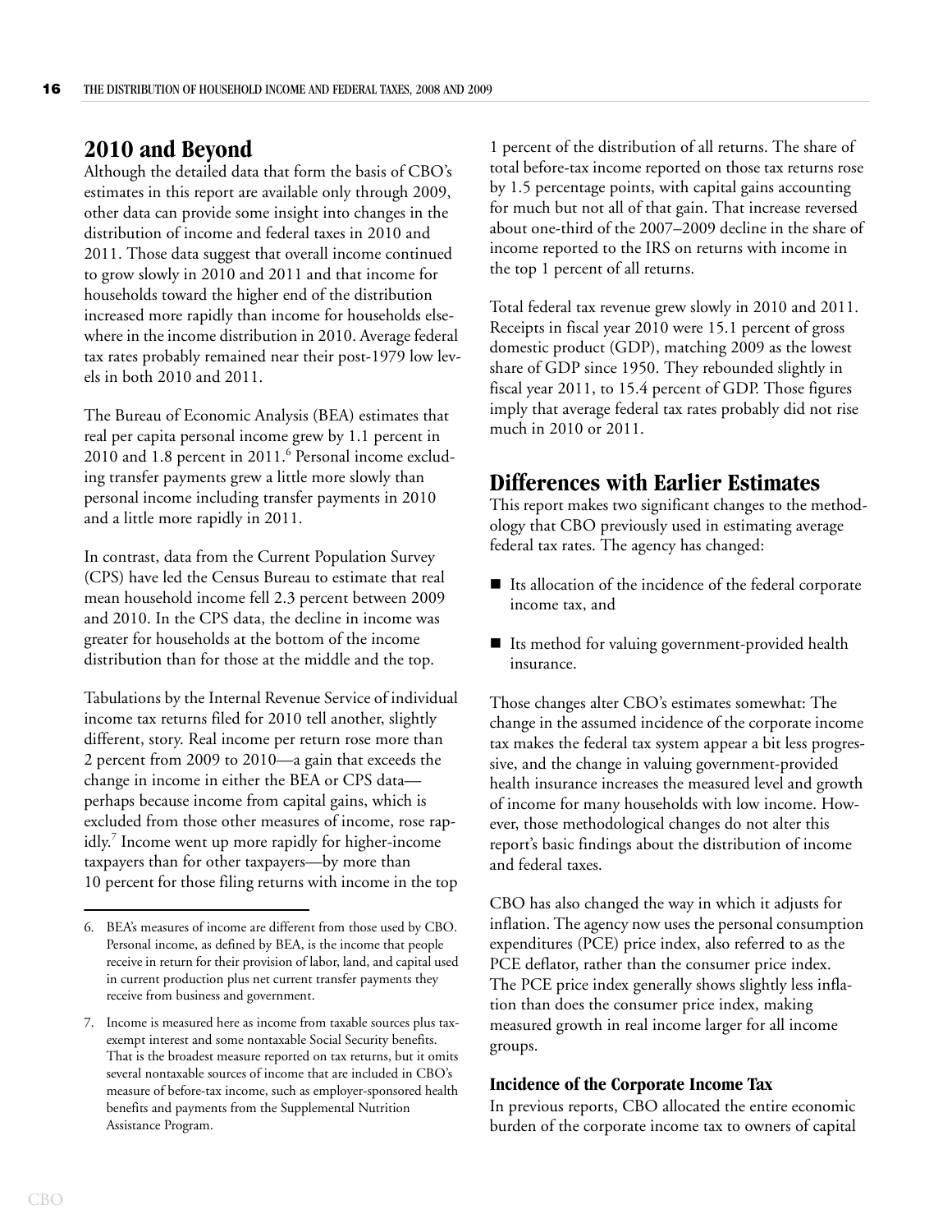## 2010 and Beyond

Although the detailed data that form the basis of CBO's estimates in this report are available only through 2009, other data can provide some insight into changes in the distribution of income and federal taxes in 2010 and 2011. Those data suggest that overall income continued to grow slowly in 2010 and 2011 and that income for households toward the higher end of the distribution increased more rapidly than income for households elsewhere in the income distribution in 2010. Average federal tax rates probably remained near their post-1979 low levels in both 2010 and 2011.

The Bureau of Economic Analysis (BEA) estimates that real per capita personal income grew by 1.1 percent in 2010 and 1.8 percent in 2011.[6] Personal income excluding transfer payments grew a little more slowly than personal income including transfer payments in 2010 and a little more rapidly in 2011.

In contrast, data from the Current Population Survey (CPS) have led the Census Bureau to estimate that real mean household income fell 2.3 percent between 2009 and 2010. In the CPS data, the decline in income was greater for households at the bottom of the income distribution than for those at the middle and the top.

Tabulations by the Internal Revenue Service of individual income tax returns filed for 2010 tell another, slightly different, story. Real income per return rose more than 2 percent from 2009 to 2010—a gain that exceeds the change in income in either the BEA or CPS data—perhaps because income from capital gains, which is excluded from those other measures of income, rose rapidly.[7] Income went up more rapidly for higher-income taxpayers than for other taxpayers—by more than 10 percent for those filing returns with income in the top 1 percent of the distribution of all returns. The share of total before-tax income reported on those tax returns rose by 1.5 percentage points, with capital gains accounting for much but not all of that gain. That increase reversed about one-third of the 2007–2009 decline in the share of income reported to the IRS on returns with income in the top 1 percent of all returns.

Total federal tax revenue grew slowly in 2010 and 2011. Receipts in fiscal year 2010 were 15.1 percent of gross domestic product (GDP), matching 2009 as the lowest share of GDP since 1950. They rebounded slightly in fiscal year 2011, to 15.4 percent of GDP. Those figures imply that average federal tax rates probably did not rise much in 2010 or 2011.

## Differences with Earlier Estimates

This report makes two significant changes to the methodology that CBO previously used in estimating average federal tax rates. The agency has changed:

- Its allocation of the incidence of the federal corporate income tax, and
- Its method for valuing government-provided health insurance.

Those changes alter CBO's estimates somewhat: The change in the assumed incidence of the corporate income tax makes the federal tax system appear a bit less progressive, and the change in valuing government-provided health insurance increases the measured level and growth of income for many households with low income. However, those methodological changes do not alter this report's basic findings about the distribution of income and federal taxes.

CBO has also changed the way in which it adjusts for inflation. The agency now uses the personal consumption expenditures (PCE) price index, also referred to as the PCE deflator, rather than the consumer price index. The PCE price index generally shows slightly less inflation than does the consumer price index, making measured growth in real income larger for all income groups.

### Incidence of the Corporate Income Tax

In previous reports, CBO allocated the entire economic burden of the corporate income tax to owners of capital

---

6. BEA's measures of income are different from those used by CBO. Personal income, as defined by BEA, is the income that people receive in return for their provision of labor, land, and capital used in current production plus net current transfer payments they receive from business and government.

7. Income is measured here as income from taxable sources plus tax-exempt interest and some nontaxable Social Security benefits. That is the broadest measure reported on tax returns, but it omits several nontaxable sources of income that are included in CBO's measure of before-tax income, such as employer-sponsored health benefits and payments from the Supplemental Nutrition Assistance Program.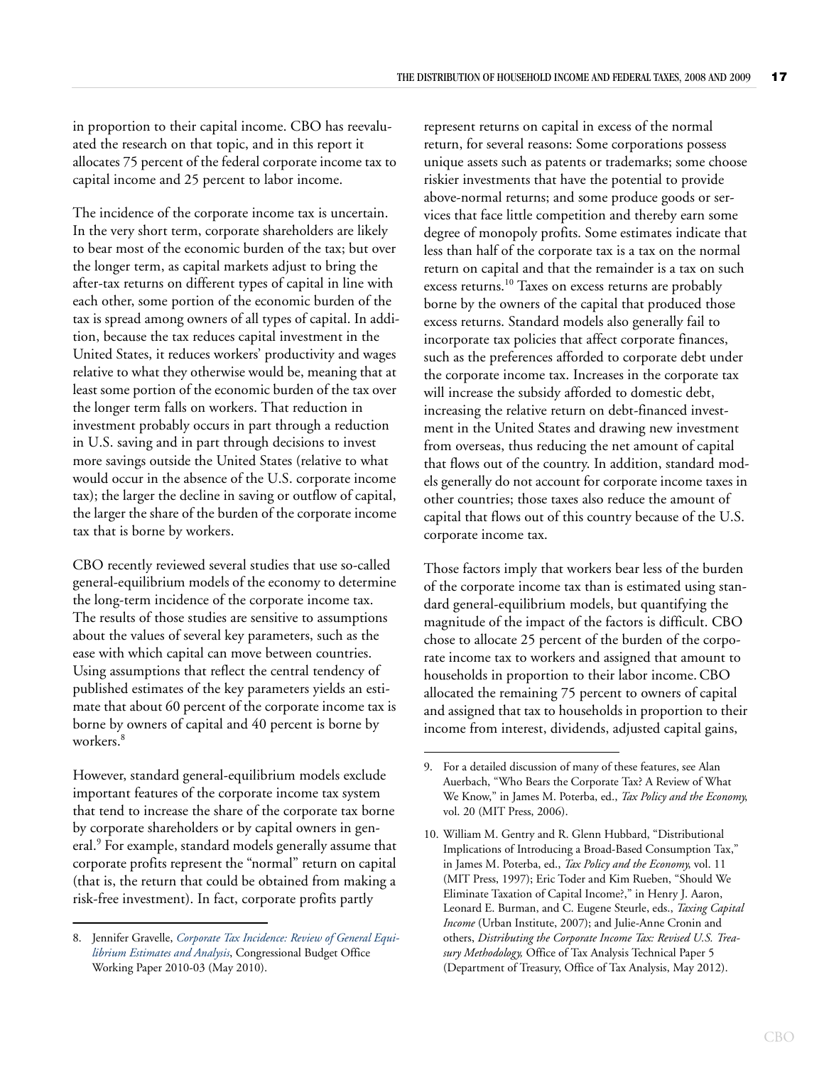in proportion to their capital income. CBO has reevaluated the research on that topic, and in this report it allocates 75 percent of the federal corporate income tax to capital income and 25 percent to labor income.

The incidence of the corporate income tax is uncertain. In the very short term, corporate shareholders are likely to bear most of the economic burden of the tax; but over the longer term, as capital markets adjust to bring the after-tax returns on different types of capital in line with each other, some portion of the economic burden of the tax is spread among owners of all types of capital. In addition, because the tax reduces capital investment in the United States, it reduces workers' productivity and wages relative to what they otherwise would be, meaning that at least some portion of the economic burden of the tax over the longer term falls on workers. That reduction in investment probably occurs in part through a reduction in U.S. saving and in part through decisions to invest more savings outside the United States (relative to what would occur in the absence of the U.S. corporate income tax); the larger the decline in saving or outflow of capital, the larger the share of the burden of the corporate income tax that is borne by workers.

CBO recently reviewed several studies that use so-called general-equilibrium models of the economy to determine the long-term incidence of the corporate income tax. The results of those studies are sensitive to assumptions about the values of several key parameters, such as the ease with which capital can move between countries. Using assumptions that reflect the central tendency of published estimates of the key parameters yields an estimate that about 60 percent of the corporate income tax is borne by owners of capital and 40 percent is borne by workers.[8]

However, standard general-equilibrium models exclude important features of the corporate income tax system that tend to increase the share of the corporate tax borne by corporate shareholders or by capital owners in general.[9] For example, standard models generally assume that corporate profits represent the "normal" return on capital (that is, the return that could be obtained from making a risk-free investment). In fact, corporate profits partly represent returns on capital in excess of the normal return, for several reasons: Some corporations possess unique assets such as patents or trademarks; some choose riskier investments that have the potential to provide above-normal returns; and some produce goods or services that face little competition and thereby earn some degree of monopoly profits. Some estimates indicate that less than half of the corporate tax is a tax on the normal return on capital and that the remainder is a tax on such excess returns.[10] Taxes on excess returns are probably borne by the owners of the capital that produced those excess returns. Standard models also generally fail to incorporate tax policies that affect corporate finances, such as the preferences afforded to corporate debt under the corporate income tax. Increases in the corporate tax will increase the subsidy afforded to domestic debt, increasing the relative return on debt-financed investment in the United States and drawing new investment from overseas, thus reducing the net amount of capital that flows out of the country. In addition, standard models generally do not account for corporate income taxes in other countries; those taxes also reduce the amount of capital that flows out of this country because of the U.S. corporate income tax.

Those factors imply that workers bear less of the burden of the corporate income tax than is estimated using standard general-equilibrium models, but quantifying the magnitude of the impact of the factors is difficult. CBO chose to allocate 25 percent of the burden of the corporate income tax to workers and assigned that amount to households in proportion to their labor income. CBO allocated the remaining 75 percent to owners of capital and assigned that tax to households in proportion to their income from interest, dividends, adjusted capital gains,

---

8. Jennifer Gravelle, *Corporate Tax Incidence: Review of General Equilibrium Estimates and Analysis*, Congressional Budget Office Working Paper 2010-03 (May 2010).

9. For a detailed discussion of many of these features, see Alan Auerbach, "Who Bears the Corporate Tax? A Review of What We Know," in James M. Poterba, ed., *Tax Policy and the Economy*, vol. 20 (MIT Press, 2006).

10. William M. Gentry and R. Glenn Hubbard, "Distributional Implications of Introducing a Broad-Based Consumption Tax," in James M. Poterba, ed., *Tax Policy and the Economy*, vol. 11 (MIT Press, 1997); Eric Toder and Kim Rueben, "Should We Eliminate Taxation of Capital Income?," in Henry J. Aaron, Leonard E. Burman, and C. Eugene Steurle, eds., *Taxing Capital Income* (Urban Institute, 2007); and Julie-Anne Cronin and others, *Distributing the Corporate Income Tax: Revised U.S. Treasury Methodology,* Office of Tax Analysis Technical Paper 5 (Department of Treasury, Office of Tax Analysis, May 2012).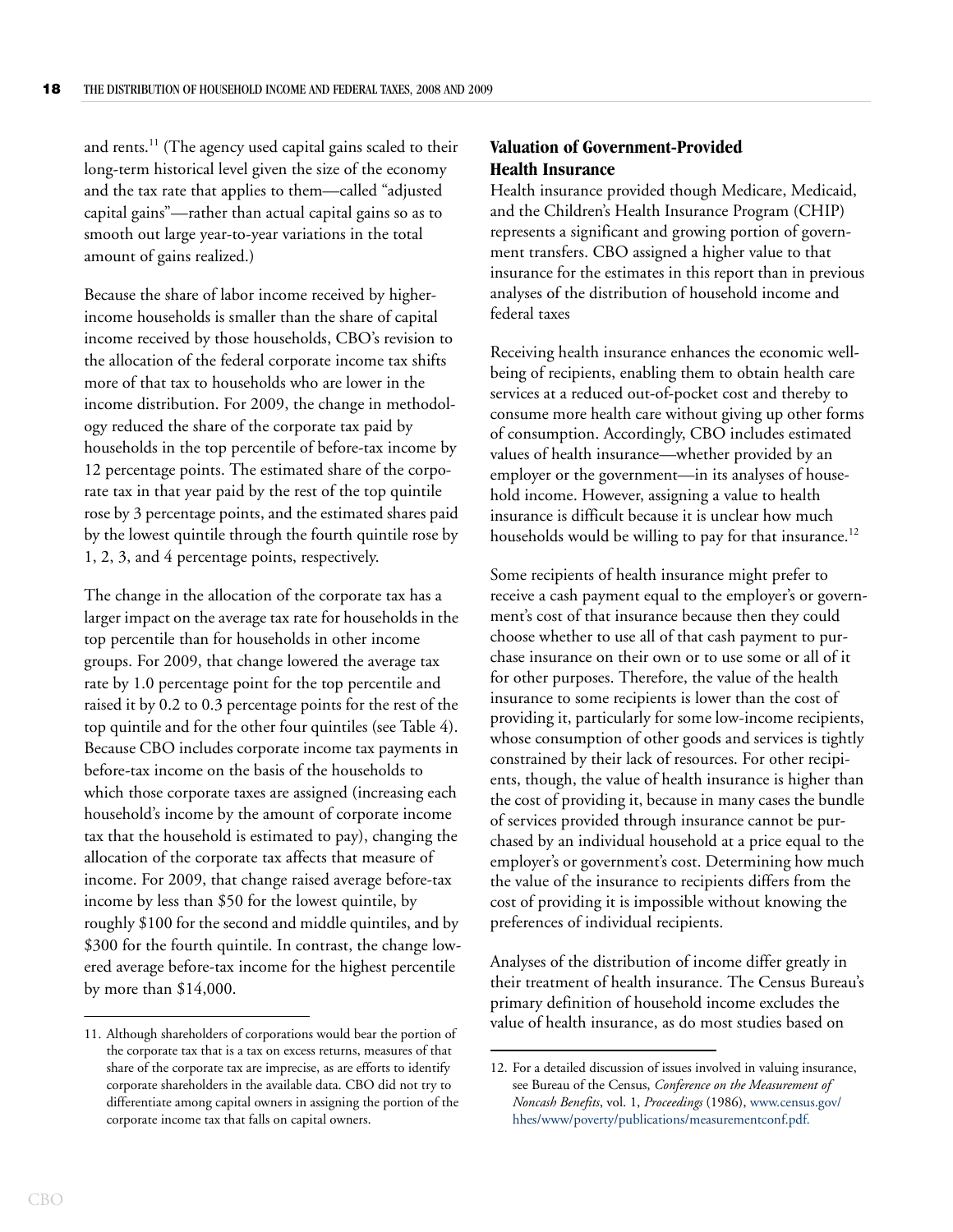and rents.[11] (The agency used capital gains scaled to their long-term historical level given the size of the economy and the tax rate that applies to them—called "adjusted capital gains"—rather than actual capital gains so as to smooth out large year-to-year variations in the total amount of gains realized.)

Because the share of labor income received by higher-income households is smaller than the share of capital income received by those households, CBO's revision to the allocation of the federal corporate income tax shifts more of that tax to households who are lower in the income distribution. For 2009, the change in methodology reduced the share of the corporate tax paid by households in the top percentile of before-tax income by 12 percentage points. The estimated share of the corporate tax in that year paid by the rest of the top quintile rose by 3 percentage points, and the estimated shares paid by the lowest quintile through the fourth quintile rose by 1, 2, 3, and 4 percentage points, respectively.

The change in the allocation of the corporate tax has a larger impact on the average tax rate for households in the top percentile than for households in other income groups. For 2009, that change lowered the average tax rate by 1.0 percentage point for the top percentile and raised it by 0.2 to 0.3 percentage points for the rest of the top quintile and for the other four quintiles (see Table 4). Because CBO includes corporate income tax payments in before-tax income on the basis of the households to which those corporate taxes are assigned (increasing each household's income by the amount of corporate income tax that the household is estimated to pay), changing the allocation of the corporate tax affects that measure of income. For 2009, that change raised average before-tax income by less than $50 for the lowest quintile, by roughly $100 for the second and middle quintiles, and by $300 for the fourth quintile. In contrast, the change lowered average before-tax income for the highest percentile by more than $14,000.

11. Although shareholders of corporations would bear the portion of the corporate tax that is a tax on excess returns, measures of that share of the corporate tax are imprecise, as are efforts to identify corporate shareholders in the available data. CBO did not try to differentiate among capital owners in assigning the portion of the corporate income tax that falls on capital owners.

## Valuation of Government-Provided Health Insurance

Health insurance provided though Medicare, Medicaid, and the Children's Health Insurance Program (CHIP) represents a significant and growing portion of government transfers. CBO assigned a higher value to that insurance for the estimates in this report than in previous analyses of the distribution of household income and federal taxes

Receiving health insurance enhances the economic well-being of recipients, enabling them to obtain health care services at a reduced out-of-pocket cost and thereby to consume more health care without giving up other forms of consumption. Accordingly, CBO includes estimated values of health insurance—whether provided by an employer or the government—in its analyses of household income. However, assigning a value to health insurance is difficult because it is unclear how much households would be willing to pay for that insurance.[12]

Some recipients of health insurance might prefer to receive a cash payment equal to the employer's or government's cost of that insurance because then they could choose whether to use all of that cash payment to purchase insurance on their own or to use some or all of it for other purposes. Therefore, the value of the health insurance to some recipients is lower than the cost of providing it, particularly for some low-income recipients, whose consumption of other goods and services is tightly constrained by their lack of resources. For other recipients, though, the value of health insurance is higher than the cost of providing it, because in many cases the bundle of services provided through insurance cannot be purchased by an individual household at a price equal to the employer's or government's cost. Determining how much the value of the insurance to recipients differs from the cost of providing it is impossible without knowing the preferences of individual recipients.

Analyses of the distribution of income differ greatly in their treatment of health insurance. The Census Bureau's primary definition of household income excludes the value of health insurance, as do most studies based on

12. For a detailed discussion of issues involved in valuing insurance, see Bureau of the Census, *Conference on the Measurement of Noncash Benefits*, vol. 1, *Proceedings* (1986), www.census.gov/hhes/www/poverty/publications/measurementconf.pdf.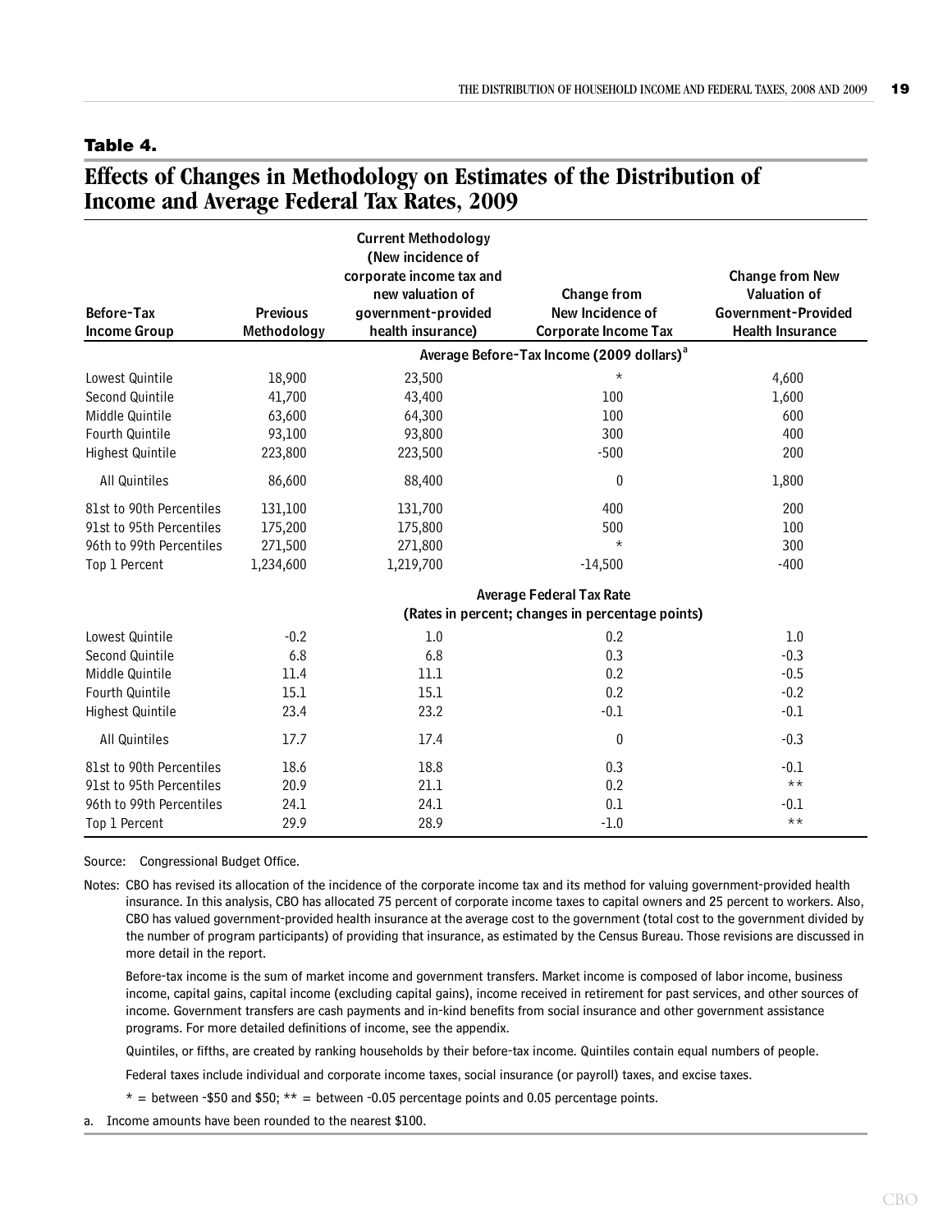**Table 4.**

## Effects of Changes in Methodology on Estimates of the Distribution of Income and Average Federal Tax Rates, 2009

| Before-Tax Income Group | Previous Methodology | Current Methodology (New incidence of corporate income tax and new valuation of government-provided health insurance) | Change from New Incidence of Corporate Income Tax | Change from New Valuation of Government-Provided Health Insurance |
|---|---|---|---|---|
| | | Average Before-Tax Income (2009 dollars)[a] | | |
| Lowest Quintile | 18,900 | 23,500 | * | 4,600 |
| Second Quintile | 41,700 | 43,400 | 100 | 1,600 |
| Middle Quintile | 63,600 | 64,300 | 100 | 600 |
| Fourth Quintile | 93,100 | 93,800 | 300 | 400 |
| Highest Quintile | 223,800 | 223,500 | -500 | 200 |
| All Quintiles | 86,600 | 88,400 | 0 | 1,800 |
| 81st to 90th Percentiles | 131,100 | 131,700 | 400 | 200 |
| 91st to 95th Percentiles | 175,200 | 175,800 | 500 | 100 |
| 96th to 99th Percentiles | 271,500 | 271,800 | * | 300 |
| Top 1 Percent | 1,234,600 | 1,219,700 | -14,500 | -400 |
| | | Average Federal Tax Rate (Rates in percent; changes in percentage points) | | |
| Lowest Quintile | -0.2 | 1.0 | 0.2 | 1.0 |
| Second Quintile | 6.8 | 6.8 | 0.3 | -0.3 |
| Middle Quintile | 11.4 | 11.1 | 0.2 | -0.5 |
| Fourth Quintile | 15.1 | 15.1 | 0.2 | -0.2 |
| Highest Quintile | 23.4 | 23.2 | -0.1 | -0.1 |
| All Quintiles | 17.7 | 17.4 | 0 | -0.3 |
| 81st to 90th Percentiles | 18.6 | 18.8 | 0.3 | -0.1 |
| 91st to 95th Percentiles | 20.9 | 21.1 | 0.2 | ** |
| 96th to 99th Percentiles | 24.1 | 24.1 | 0.1 | -0.1 |
| Top 1 Percent | 29.9 | 28.9 | -1.0 | ** |

Source: Congressional Budget Office.

Notes: CBO has revised its allocation of the incidence of the corporate income tax and its method for valuing government-provided health insurance. In this analysis, CBO has allocated 75 percent of corporate income taxes to capital owners and 25 percent to workers. Also, CBO has valued government-provided health insurance at the average cost to the government (total cost to the government divided by the number of program participants) of providing that insurance, as estimated by the Census Bureau. Those revisions are discussed in more detail in the report.

Before-tax income is the sum of market income and government transfers. Market income is composed of labor income, business income, capital gains, capital income (excluding capital gains), income received in retirement for past services, and other sources of income. Government transfers are cash payments and in-kind benefits from social insurance and other government assistance programs. For more detailed definitions of income, see the appendix.

Quintiles, or fifths, are created by ranking households by their before-tax income. Quintiles contain equal numbers of people.

Federal taxes include individual and corporate income taxes, social insurance (or payroll) taxes, and excise taxes.

* = between -$50 and $50; ** = between -0.05 percentage points and 0.05 percentage points.

a. Income amounts have been rounded to the nearest $100.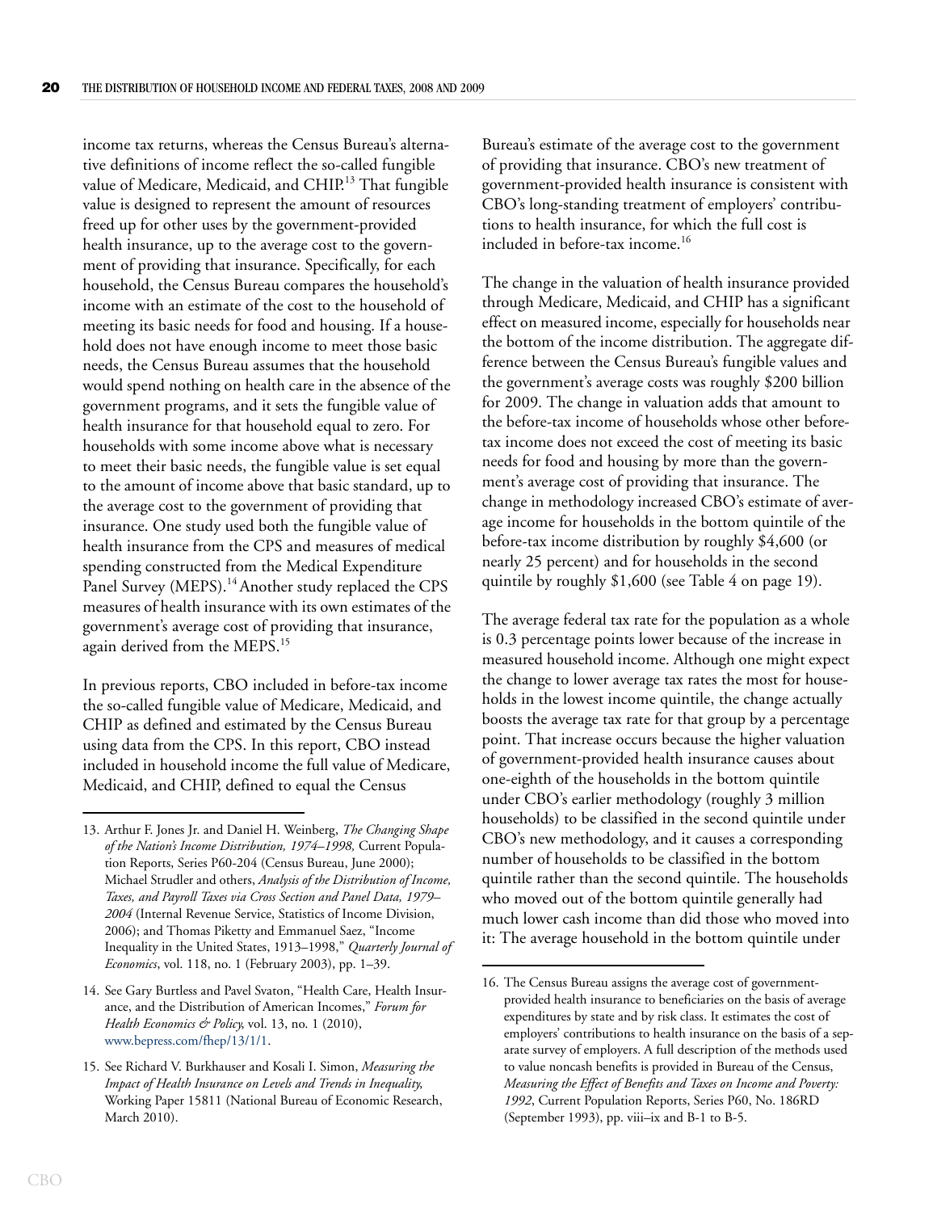income tax returns, whereas the Census Bureau's alternative definitions of income reflect the so-called fungible value of Medicare, Medicaid, and CHIP.[13] That fungible value is designed to represent the amount of resources freed up for other uses by the government-provided health insurance, up to the average cost to the government of providing that insurance. Specifically, for each household, the Census Bureau compares the household's income with an estimate of the cost to the household of meeting its basic needs for food and housing. If a household does not have enough income to meet those basic needs, the Census Bureau assumes that the household would spend nothing on health care in the absence of the government programs, and it sets the fungible value of health insurance for that household equal to zero. For households with some income above what is necessary to meet their basic needs, the fungible value is set equal to the amount of income above that basic standard, up to the average cost to the government of providing that insurance. One study used both the fungible value of health insurance from the CPS and measures of medical spending constructed from the Medical Expenditure Panel Survey (MEPS).[14] Another study replaced the CPS measures of health insurance with its own estimates of the government's average cost of providing that insurance, again derived from the MEPS.[15]

In previous reports, CBO included in before-tax income the so-called fungible value of Medicare, Medicaid, and CHIP as defined and estimated by the Census Bureau using data from the CPS. In this report, CBO instead included in household income the full value of Medicare, Medicaid, and CHIP, defined to equal the Census Bureau's estimate of the average cost to the government of providing that insurance. CBO's new treatment of government-provided health insurance is consistent with CBO's long-standing treatment of employers' contributions to health insurance, for which the full cost is included in before-tax income.[16]

The change in the valuation of health insurance provided through Medicare, Medicaid, and CHIP has a significant effect on measured income, especially for households near the bottom of the income distribution. The aggregate difference between the Census Bureau's fungible values and the government's average costs was roughly $200 billion for 2009. The change in valuation adds that amount to the before-tax income of households whose other before-tax income does not exceed the cost of meeting its basic needs for food and housing by more than the government's average cost of providing that insurance. The change in methodology increased CBO's estimate of average income for households in the bottom quintile of the before-tax income distribution by roughly $4,600 (or nearly 25 percent) and for households in the second quintile by roughly $1,600 (see Table 4 on page 19).

The average federal tax rate for the population as a whole is 0.3 percentage points lower because of the increase in measured household income. Although one might expect the change to lower average tax rates the most for households in the lowest income quintile, the change actually boosts the average tax rate for that group by a percentage point. That increase occurs because the higher valuation of government-provided health insurance causes about one-eighth of the households in the bottom quintile under CBO's earlier methodology (roughly 3 million households) to be classified in the second quintile under CBO's new methodology, and it causes a corresponding number of households to be classified in the bottom quintile rather than the second quintile. The households who moved out of the bottom quintile generally had much lower cash income than did those who moved into it: The average household in the bottom quintile under

---

13. Arthur F. Jones Jr. and Daniel H. Weinberg, *The Changing Shape of the Nation's Income Distribution, 1974–1998,* Current Population Reports, Series P60-204 (Census Bureau, June 2000); Michael Strudler and others, *Analysis of the Distribution of Income, Taxes, and Payroll Taxes via Cross Section and Panel Data, 1979–2004* (Internal Revenue Service, Statistics of Income Division, 2006); and Thomas Piketty and Emmanuel Saez, "Income Inequality in the United States, 1913–1998," *Quarterly Journal of Economics*, vol. 118, no. 1 (February 2003), pp. 1–39.

14. See Gary Burtless and Pavel Svaton, "Health Care, Health Insurance, and the Distribution of American Incomes," *Forum for Health Economics & Policy,* vol. 13, no. 1 (2010), www.bepress.com/fhep/13/1/1.

15. See Richard V. Burkhauser and Kosali I. Simon, *Measuring the Impact of Health Insurance on Levels and Trends in Inequality,* Working Paper 15811 (National Bureau of Economic Research, March 2010).

16. The Census Bureau assigns the average cost of government-provided health insurance to beneficiaries on the basis of average expenditures by state and by risk class. It estimates the cost of employers' contributions to health insurance on the basis of a separate survey of employers. A full description of the methods used to value noncash benefits is provided in Bureau of the Census, *Measuring the Effect of Benefits and Taxes on Income and Poverty: 1992*, Current Population Reports, Series P60, No. 186RD (September 1993), pp. viii–ix and B-1 to B-5.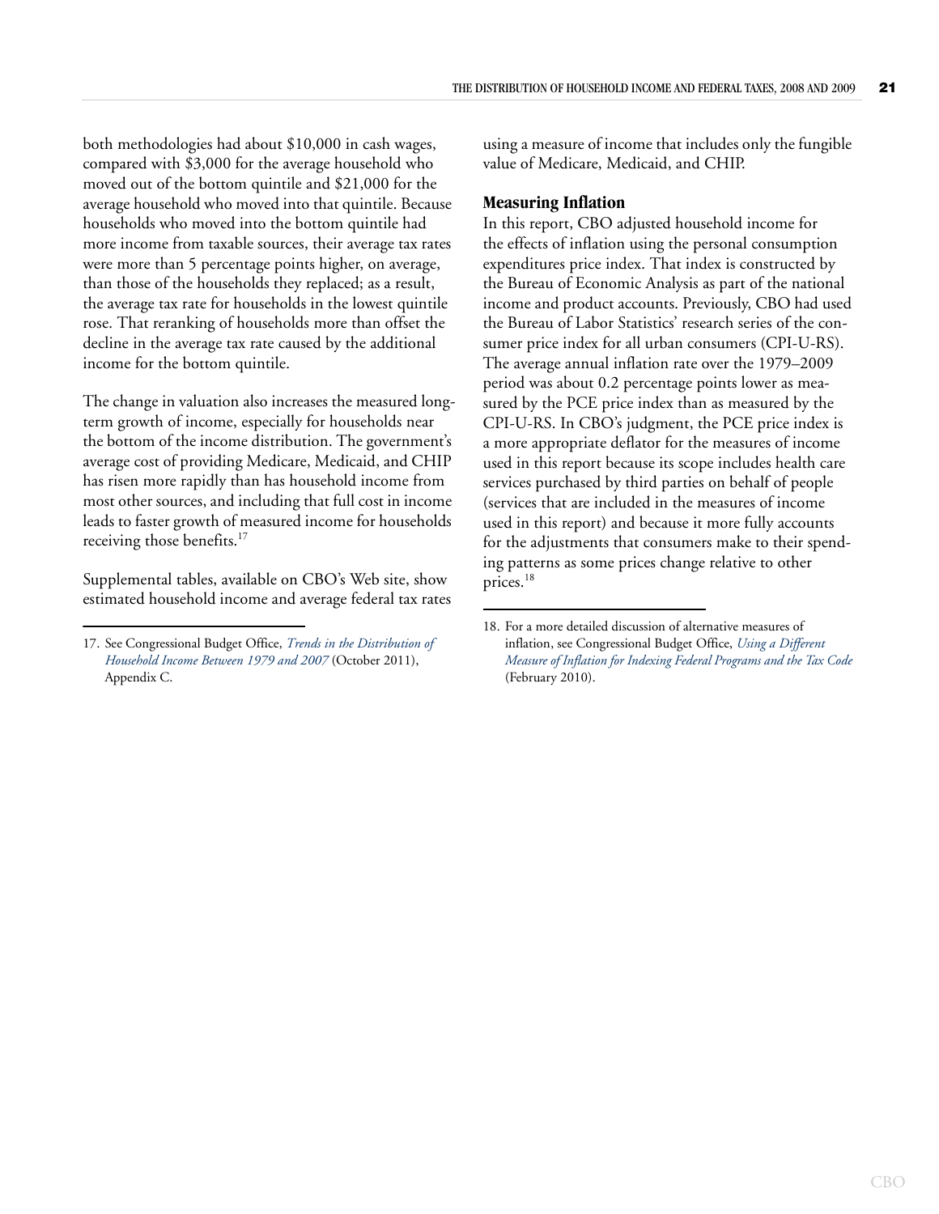both methodologies had about $10,000 in cash wages, compared with $3,000 for the average household who moved out of the bottom quintile and $21,000 for the average household who moved into that quintile. Because households who moved into the bottom quintile had more income from taxable sources, their average tax rates were more than 5 percentage points higher, on average, than those of the households they replaced; as a result, the average tax rate for households in the lowest quintile rose. That reranking of households more than offset the decline in the average tax rate caused by the additional income for the bottom quintile.

The change in valuation also increases the measured long-term growth of income, especially for households near the bottom of the income distribution. The government's average cost of providing Medicare, Medicaid, and CHIP has risen more rapidly than has household income from most other sources, and including that full cost in income leads to faster growth of measured income for households receiving those benefits.[17]

Supplemental tables, available on CBO's Web site, show estimated household income and average federal tax rates using a measure of income that includes only the fungible value of Medicare, Medicaid, and CHIP.

17. See Congressional Budget Office, *Trends in the Distribution of Household Income Between 1979 and 2007* (October 2011), Appendix C.

### Measuring Inflation

In this report, CBO adjusted household income for the effects of inflation using the personal consumption expenditures price index. That index is constructed by the Bureau of Economic Analysis as part of the national income and product accounts. Previously, CBO had used the Bureau of Labor Statistics' research series of the consumer price index for all urban consumers (CPI-U-RS). The average annual inflation rate over the 1979–2009 period was about 0.2 percentage points lower as measured by the PCE price index than as measured by the CPI-U-RS. In CBO's judgment, the PCE price index is a more appropriate deflator for the measures of income used in this report because its scope includes health care services purchased by third parties on behalf of people (services that are included in the measures of income used in this report) and because it more fully accounts for the adjustments that consumers make to their spending patterns as some prices change relative to other prices.[18]

18. For a more detailed discussion of alternative measures of inflation, see Congressional Budget Office, *Using a Different Measure of Inflation for Indexing Federal Programs and the Tax Code* (February 2010).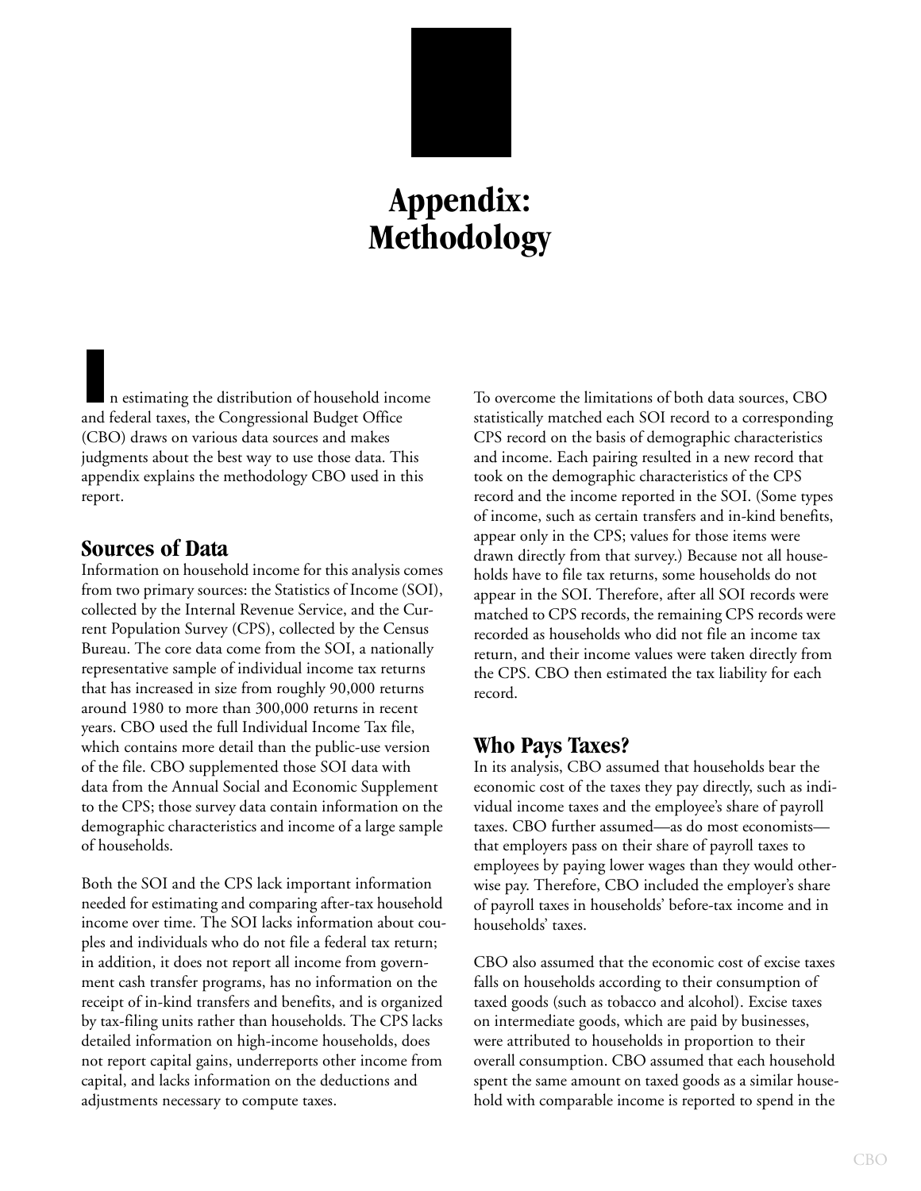# Appendix: Methodology

In estimating the distribution of household income and federal taxes, the Congressional Budget Office (CBO) draws on various data sources and makes judgments about the best way to use those data. This appendix explains the methodology CBO used in this report.

## Sources of Data

Information on household income for this analysis comes from two primary sources: the Statistics of Income (SOI), collected by the Internal Revenue Service, and the Current Population Survey (CPS), collected by the Census Bureau. The core data come from the SOI, a nationally representative sample of individual income tax returns that has increased in size from roughly 90,000 returns around 1980 to more than 300,000 returns in recent years. CBO used the full Individual Income Tax file, which contains more detail than the public-use version of the file. CBO supplemented those SOI data with data from the Annual Social and Economic Supplement to the CPS; those survey data contain information on the demographic characteristics and income of a large sample of households.

Both the SOI and the CPS lack important information needed for estimating and comparing after-tax household income over time. The SOI lacks information about couples and individuals who do not file a federal tax return; in addition, it does not report all income from government cash transfer programs, has no information on the receipt of in-kind transfers and benefits, and is organized by tax-filing units rather than households. The CPS lacks detailed information on high-income households, does not report capital gains, underreports other income from capital, and lacks information on the deductions and adjustments necessary to compute taxes.

To overcome the limitations of both data sources, CBO statistically matched each SOI record to a corresponding CPS record on the basis of demographic characteristics and income. Each pairing resulted in a new record that took on the demographic characteristics of the CPS record and the income reported in the SOI. (Some types of income, such as certain transfers and in-kind benefits, appear only in the CPS; values for those items were drawn directly from that survey.) Because not all households have to file tax returns, some households do not appear in the SOI. Therefore, after all SOI records were matched to CPS records, the remaining CPS records were recorded as households who did not file an income tax return, and their income values were taken directly from the CPS. CBO then estimated the tax liability for each record.

## Who Pays Taxes?

In its analysis, CBO assumed that households bear the economic cost of the taxes they pay directly, such as individual income taxes and the employee's share of payroll taxes. CBO further assumed—as do most economists—that employers pass on their share of payroll taxes to employees by paying lower wages than they would otherwise pay. Therefore, CBO included the employer's share of payroll taxes in households' before-tax income and in households' taxes.

CBO also assumed that the economic cost of excise taxes falls on households according to their consumption of taxed goods (such as tobacco and alcohol). Excise taxes on intermediate goods, which are paid by businesses, were attributed to households in proportion to their overall consumption. CBO assumed that each household spent the same amount on taxed goods as a similar household with comparable income is reported to spend in the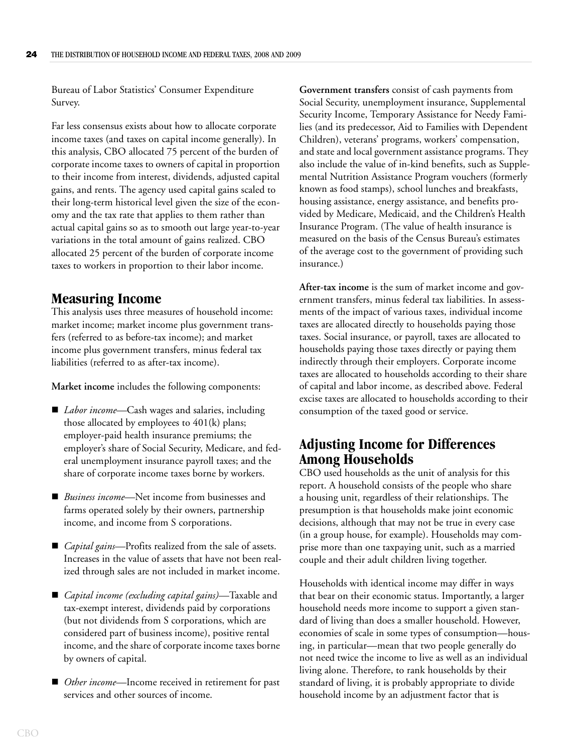Bureau of Labor Statistics' Consumer Expenditure Survey.

Far less consensus exists about how to allocate corporate income taxes (and taxes on capital income generally). In this analysis, CBO allocated 75 percent of the burden of corporate income taxes to owners of capital in proportion to their income from interest, dividends, adjusted capital gains, and rents. The agency used capital gains scaled to their long-term historical level given the size of the economy and the tax rate that applies to them rather than actual capital gains so as to smooth out large year-to-year variations in the total amount of gains realized. CBO allocated 25 percent of the burden of corporate income taxes to workers in proportion to their labor income.

## Measuring Income

This analysis uses three measures of household income: market income; market income plus government transfers (referred to as before-tax income); and market income plus government transfers, minus federal tax liabilities (referred to as after-tax income).

**Market income** includes the following components:

- *Labor income*—Cash wages and salaries, including those allocated by employees to 401(k) plans; employer-paid health insurance premiums; the employer's share of Social Security, Medicare, and federal unemployment insurance payroll taxes; and the share of corporate income taxes borne by workers.
- *Business income*—Net income from businesses and farms operated solely by their owners, partnership income, and income from S corporations.
- *Capital gains*—Profits realized from the sale of assets. Increases in the value of assets that have not been realized through sales are not included in market income.
- *Capital income (excluding capital gains)*—Taxable and tax-exempt interest, dividends paid by corporations (but not dividends from S corporations, which are considered part of business income), positive rental income, and the share of corporate income taxes borne by owners of capital.
- *Other income*—Income received in retirement for past services and other sources of income.

**Government transfers** consist of cash payments from Social Security, unemployment insurance, Supplemental Security Income, Temporary Assistance for Needy Families (and its predecessor, Aid to Families with Dependent Children), veterans' programs, workers' compensation, and state and local government assistance programs. They also include the value of in-kind benefits, such as Supplemental Nutrition Assistance Program vouchers (formerly known as food stamps), school lunches and breakfasts, housing assistance, energy assistance, and benefits provided by Medicare, Medicaid, and the Children's Health Insurance Program. (The value of health insurance is measured on the basis of the Census Bureau's estimates of the average cost to the government of providing such insurance.)

**After-tax income** is the sum of market income and government transfers, minus federal tax liabilities. In assessments of the impact of various taxes, individual income taxes are allocated directly to households paying those taxes. Social insurance, or payroll, taxes are allocated to households paying those taxes directly or paying them indirectly through their employers. Corporate income taxes are allocated to households according to their share of capital and labor income, as described above. Federal excise taxes are allocated to households according to their consumption of the taxed good or service.

## Adjusting Income for Differences Among Households

CBO used households as the unit of analysis for this report. A household consists of the people who share a housing unit, regardless of their relationships. The presumption is that households make joint economic decisions, although that may not be true in every case (in a group house, for example). Households may comprise more than one taxpaying unit, such as a married couple and their adult children living together.

Households with identical income may differ in ways that bear on their economic status. Importantly, a larger household needs more income to support a given standard of living than does a smaller household. However, economies of scale in some types of consumption—housing, in particular—mean that two people generally do not need twice the income to live as well as an individual living alone. Therefore, to rank households by their standard of living, it is probably appropriate to divide household income by an adjustment factor that is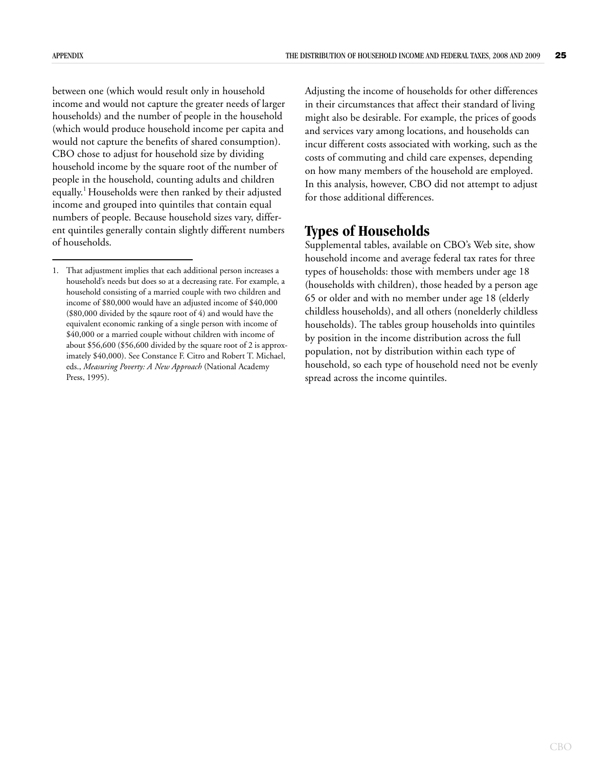between one (which would result only in household income and would not capture the greater needs of larger households) and the number of people in the household (which would produce household income per capita and would not capture the benefits of shared consumption). CBO chose to adjust for household size by dividing household income by the square root of the number of people in the household, counting adults and children equally.[1] Households were then ranked by their adjusted income and grouped into quintiles that contain equal numbers of people. Because household sizes vary, different quintiles generally contain slightly different numbers of households.

Adjusting the income of households for other differences in their circumstances that affect their standard of living might also be desirable. For example, the prices of goods and services vary among locations, and households can incur different costs associated with working, such as the costs of commuting and child care expenses, depending on how many members of the household are employed. In this analysis, however, CBO did not attempt to adjust for those additional differences.

## Types of Households

Supplemental tables, available on CBO's Web site, show household income and average federal tax rates for three types of households: those with members under age 18 (households with children), those headed by a person age 65 or older and with no member under age 18 (elderly childless households), and all others (nonelderly childless households). The tables group households into quintiles by position in the income distribution across the full population, not by distribution within each type of household, so each type of household need not be evenly spread across the income quintiles.

---

1. That adjustment implies that each additional person increases a household's needs but does so at a decreasing rate. For example, a household consisting of a married couple with two children and income of $80,000 would have an adjusted income of $40,000 ($80,000 divided by the sqaure root of 4) and would have the equivalent economic ranking of a single person with income of $40,000 or a married couple without children with income of about $56,600 ($56,600 divided by the square root of 2 is approximately $40,000). See Constance F. Citro and Robert T. Michael, eds., *Measuring Poverty: A New Approach* (National Academy Press, 1995).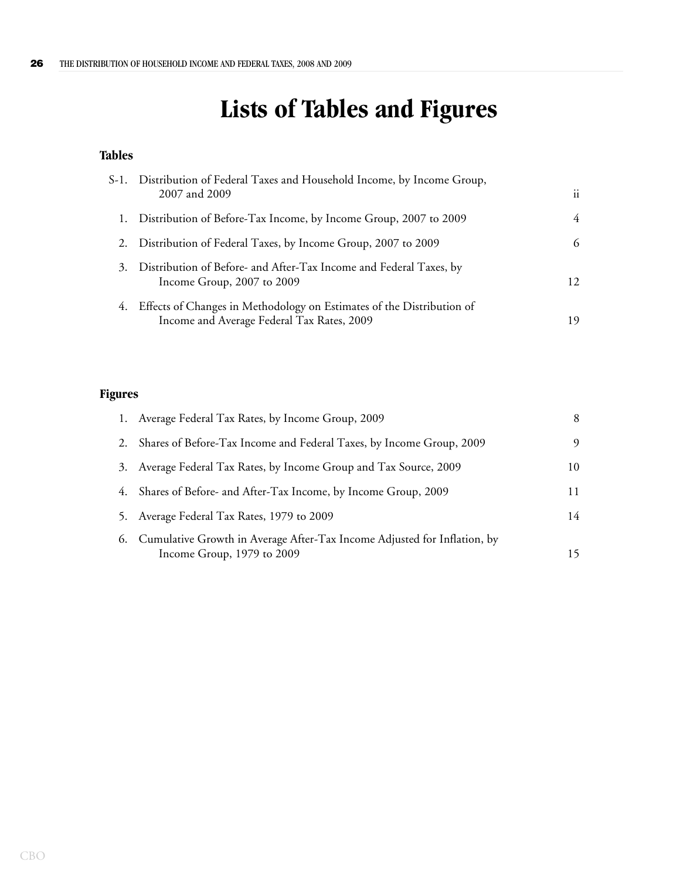# Lists of Tables and Figures

## Tables

| | | |
|---|---|---|
| S-1. | Distribution of Federal Taxes and Household Income, by Income Group, 2007 and 2009 | ii |
| 1. | Distribution of Before-Tax Income, by Income Group, 2007 to 2009 | 4 |
| 2. | Distribution of Federal Taxes, by Income Group, 2007 to 2009 | 6 |
| 3. | Distribution of Before- and After-Tax Income and Federal Taxes, by Income Group, 2007 to 2009 | 12 |
| 4. | Effects of Changes in Methodology on Estimates of the Distribution of Income and Average Federal Tax Rates, 2009 | 19 |

## Figures

| | | |
|---|---|---|
| 1. | Average Federal Tax Rates, by Income Group, 2009 | 8 |
| 2. | Shares of Before-Tax Income and Federal Taxes, by Income Group, 2009 | 9 |
| 3. | Average Federal Tax Rates, by Income Group and Tax Source, 2009 | 10 |
| 4. | Shares of Before- and After-Tax Income, by Income Group, 2009 | 11 |
| 5. | Average Federal Tax Rates, 1979 to 2009 | 14 |
| 6. | Cumulative Growth in Average After-Tax Income Adjusted for Inflation, by Income Group, 1979 to 2009 | 15 |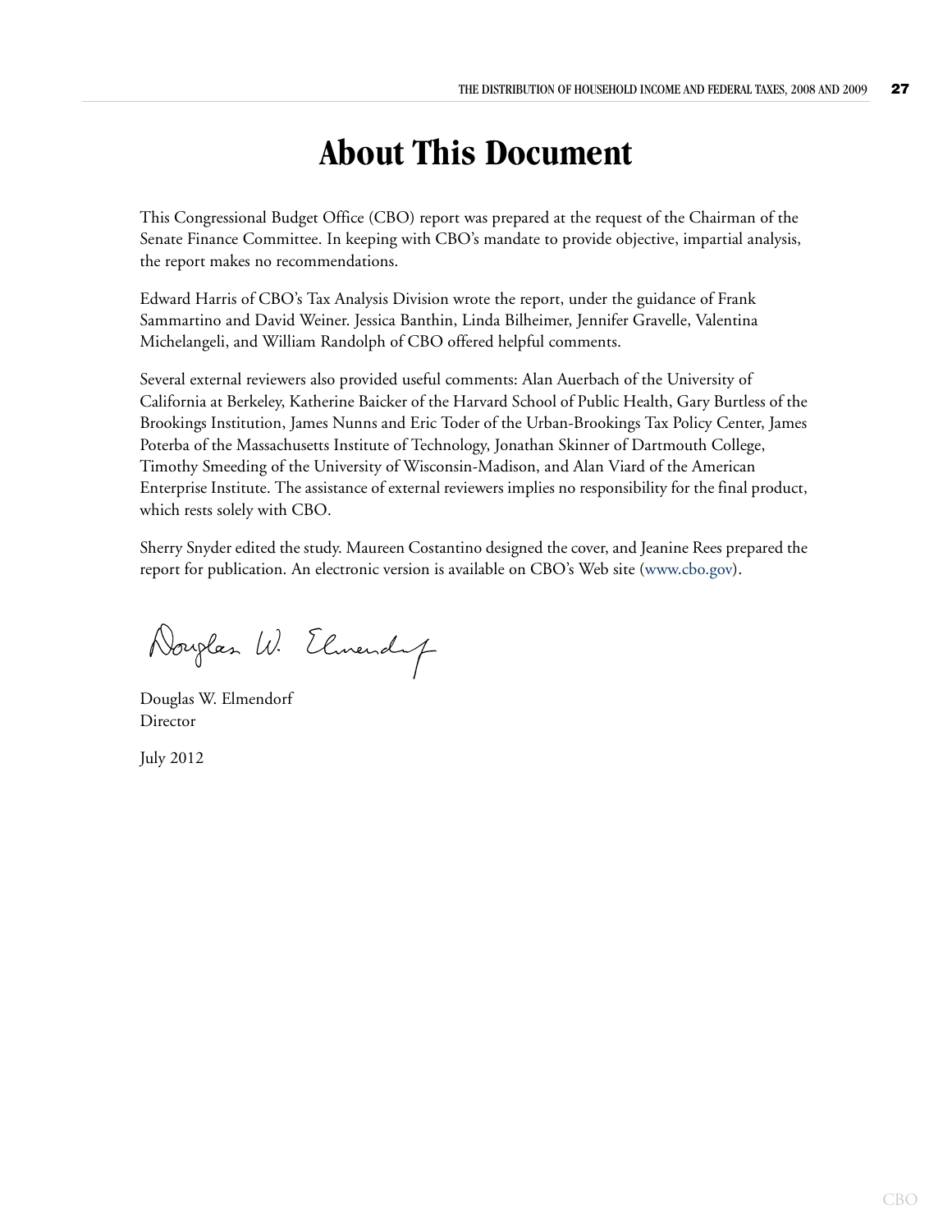# About This Document

This Congressional Budget Office (CBO) report was prepared at the request of the Chairman of the Senate Finance Committee. In keeping with CBO's mandate to provide objective, impartial analysis, the report makes no recommendations.

Edward Harris of CBO's Tax Analysis Division wrote the report, under the guidance of Frank Sammartino and David Weiner. Jessica Banthin, Linda Bilheimer, Jennifer Gravelle, Valentina Michelangeli, and William Randolph of CBO offered helpful comments.

Several external reviewers also provided useful comments: Alan Auerbach of the University of California at Berkeley, Katherine Baicker of the Harvard School of Public Health, Gary Burtless of the Brookings Institution, James Nunns and Eric Toder of the Urban-Brookings Tax Policy Center, James Poterba of the Massachusetts Institute of Technology, Jonathan Skinner of Dartmouth College, Timothy Smeeding of the University of Wisconsin-Madison, and Alan Viard of the American Enterprise Institute. The assistance of external reviewers implies no responsibility for the final product, which rests solely with CBO.

Sherry Snyder edited the study. Maureen Costantino designed the cover, and Jeanine Rees prepared the report for publication. An electronic version is available on CBO's Web site (www.cbo.gov).

Douglas W. Elmendorf
Director

July 2012